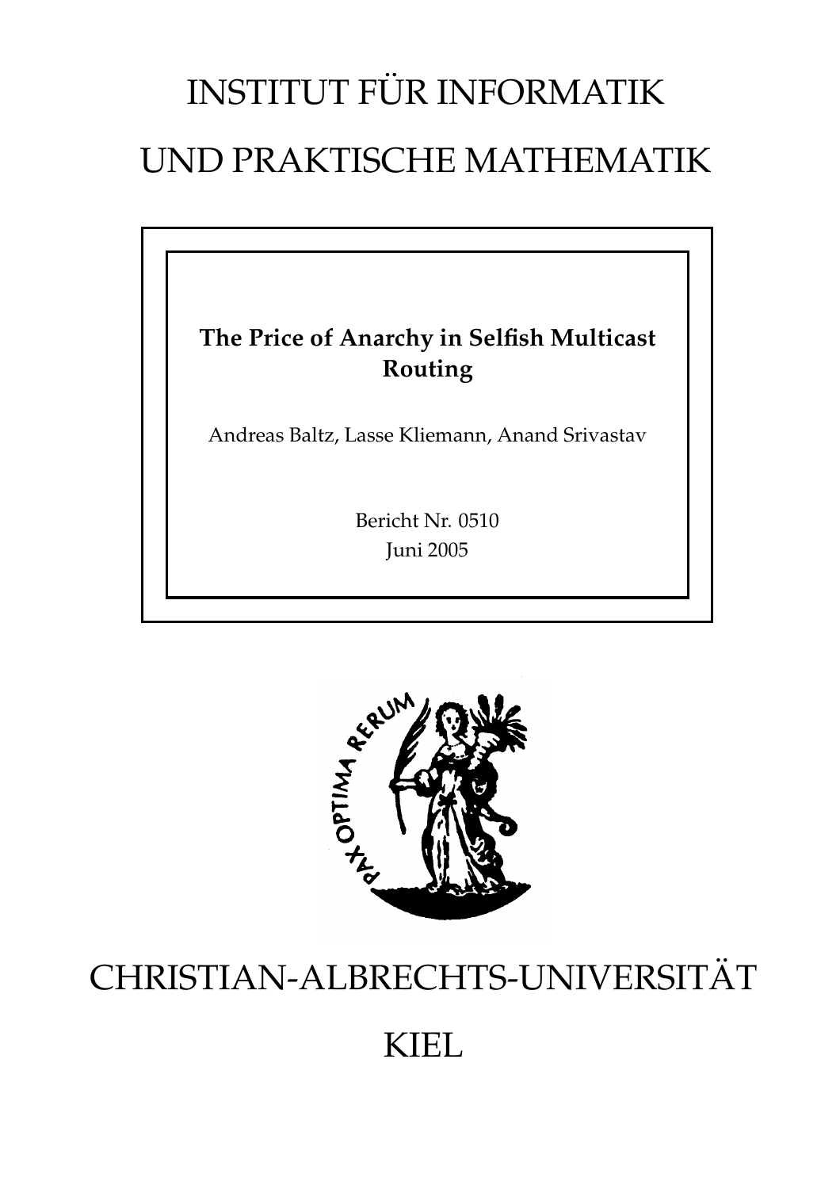# INSTITUT FÜR INFORMATIK

# UND PRAKTISCHE MATHEMATIK

**The Price of Anarchy in Selfish Multicast Routing**

Andreas Baltz, Lasse Kliemann, Anand Srivastav

Bericht Nr. 0510

Juni 2005

PAX OPTIMA RERUM

# CHRISTIAN-ALBRECHTS-UNIVERSITÄT

# KIEL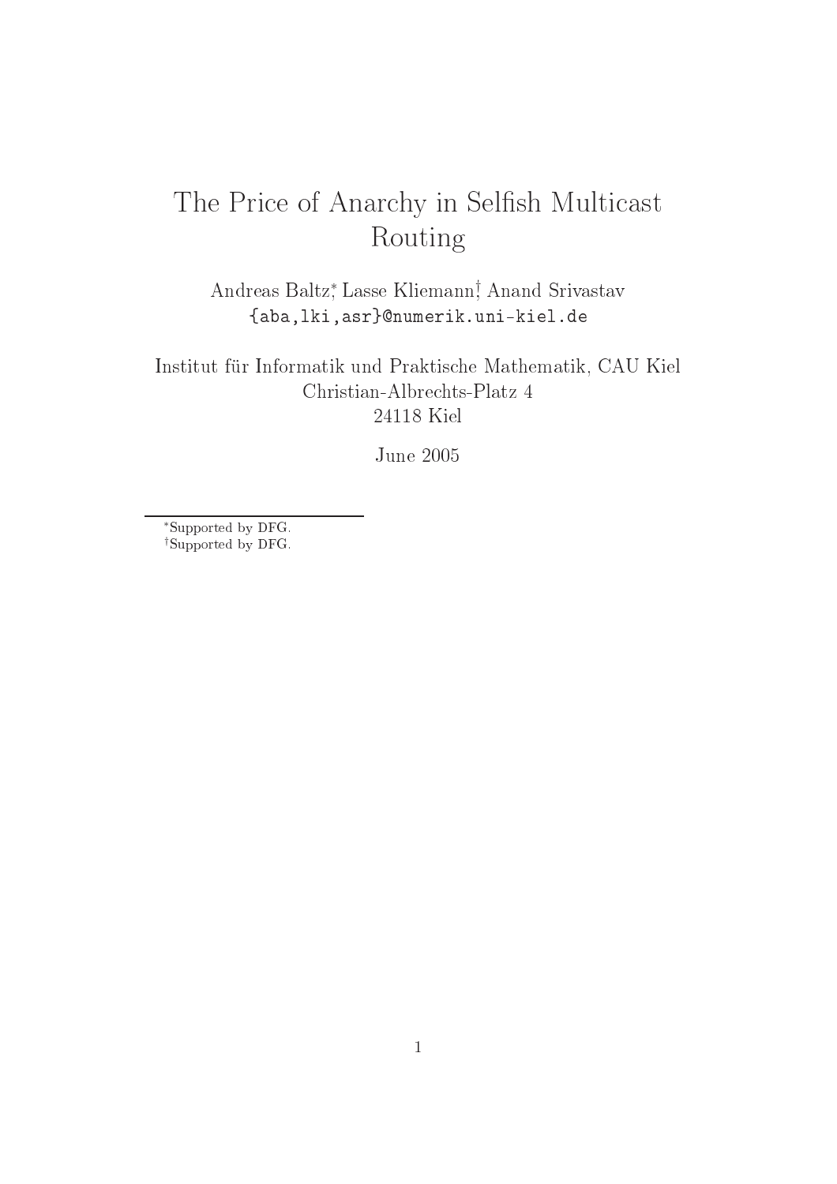# The Price of Anarchy in Selfish Multicast Routing

Andreas Baltz[*], Lasse Kliemann[†], Anand Srivastav
{aba,lki,asr}@numerik.uni-kiel.de

Institut für Informatik und Praktische Mathematik, CAU Kiel
Christian-Albrechts-Platz 4
24118 Kiel

June 2005

---

[*]Supported by DFG.
[†]Supported by DFG.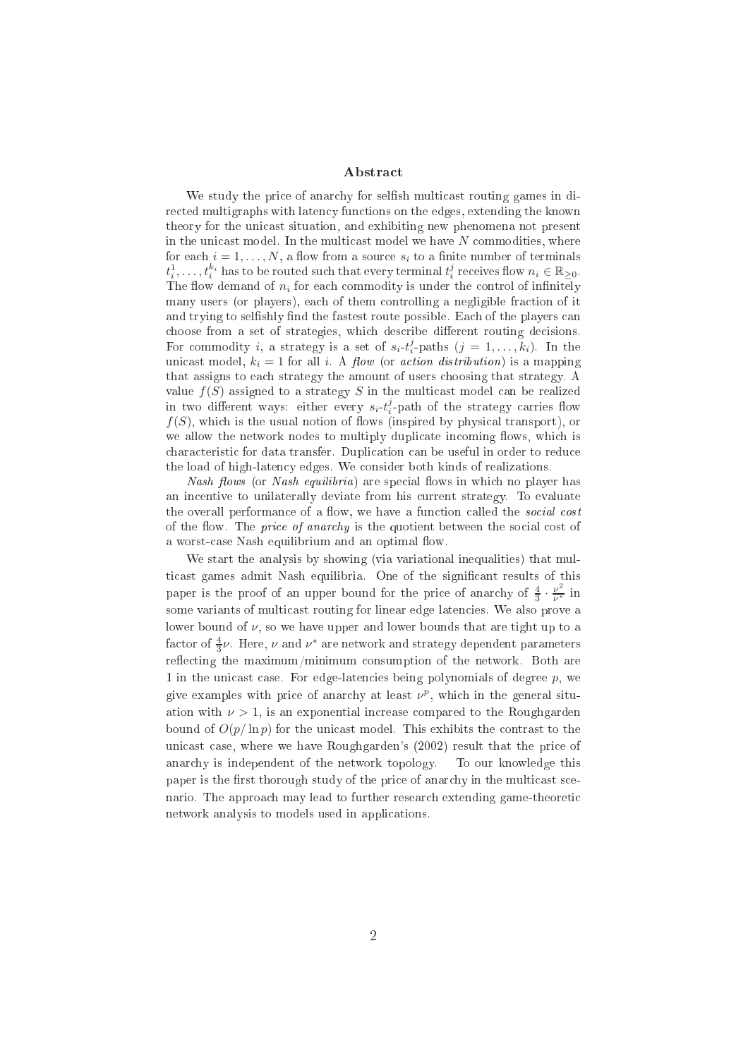## Abstract

We study the price of anarchy for selfish multicast routing games in directed multigraphs with latency functions on the edges, extending the known theory for the unicast situation, and exhibiting new phenomena not present in the unicast model. In the multicast model we have $N$ commodities, where for each $i = 1, \ldots, N$, a flow from a source $s_i$ to a finite number of terminals $t_i^1, \ldots, t_i^{k_i}$ has to be routed such that every terminal $t_i^j$ receives flow $n_i \in \mathbb{R}_{\geq 0}$. The flow demand of $n_i$ for each commodity is under the control of infinitely many users (or players), each of them controlling a negligible fraction of it and trying to selfishly find the fastest route possible. Each of the players can choose from a set of strategies, which describe different routing decisions. For commodity $i$, a strategy is a set of $s_i$-$t_i^j$-paths ($j = 1, \ldots, k_i$). In the unicast model, $k_i = 1$ for all $i$. A *flow* (or *action distribution*) is a mapping that assigns to each strategy the amount of users choosing that strategy. A value $f(S)$ assigned to a strategy $S$ in the multicast model can be realized in two different ways: either every $s_i$-$t_i^j$-path of the strategy carries flow $f(S)$, which is the usual notion of flows (inspired by physical transport), or we allow the network nodes to multiply duplicate incoming flows, which is characteristic for data transfer. Duplication can be useful in order to reduce the load of high-latency edges. We consider both kinds of realizations.

*Nash flows* (or *Nash equilibria*) are special flows in which no player has an incentive to unilaterally deviate from his current strategy. To evaluate the overall performance of a flow, we have a function called the *social cost* of the flow. The *price of anarchy* is the quotient between the social cost of a worst-case Nash equilibrium and an optimal flow.

We start the analysis by showing (via variational inequalities) that multicast games admit Nash equilibria. One of the significant results of this paper is the proof of an upper bound for the price of anarchy of $\frac{4}{3} \cdot \frac{\nu^2}{\nu^*}$ in some variants of multicast routing for linear edge latencies. We also prove a lower bound of $\nu$, so we have upper and lower bounds that are tight up to a factor of $\frac{4}{3}\nu$. Here, $\nu$ and $\nu^*$ are network and strategy dependent parameters reflecting the maximum/minimum consumption of the network. Both are 1 in the unicast case. For edge-latencies being polynomials of degree $p$, we give examples with price of anarchy at least $\nu^p$, which in the general situation with $\nu > 1$, is an exponential increase compared to the Roughgarden bound of $O(p/\ln p)$ for the unicast model. This exhibits the contrast to the unicast case, where we have Roughgarden's (2002) result that the price of anarchy is independent of the network topology. To our knowledge this paper is the first thorough study of the price of anarchy in the multicast scenario. The approach may lead to further research extending game-theoretic network analysis to models used in applications.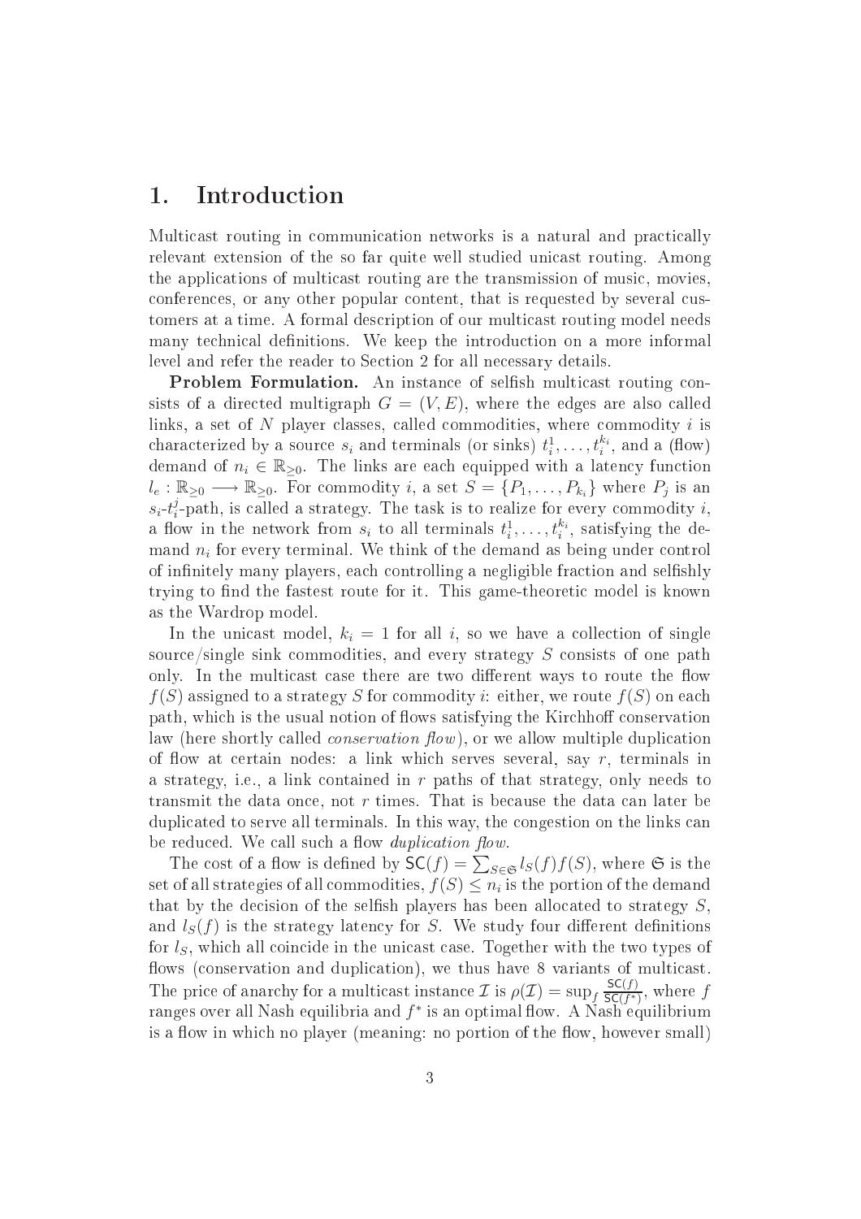# 1. Introduction

Multicast routing in communication networks is a natural and practically relevant extension of the so far quite well studied unicast routing. Among the applications of multicast routing are the transmission of music, movies, conferences, or any other popular content, that is requested by several customers at a time. A formal description of our multicast routing model needs many technical definitions. We keep the introduction on a more informal level and refer the reader to Section 2 for all necessary details.

**Problem Formulation.** An instance of selfish multicast routing consists of a directed multigraph $G = (V, E)$, where the edges are also called links, a set of $N$ player classes, called commodities, where commodity $i$ is characterized by a source $s_i$ and terminals (or sinks) $t_i^1, \dots, t_i^{k_i}$, and a (flow) demand of $n_i \in \mathbb{R}_{\geq 0}$. The links are each equipped with a latency function $l_e : \mathbb{R}_{\geq 0} \longrightarrow \mathbb{R}_{\geq 0}$. For commodity $i$, a set $S = \{P_1, \dots, P_{k_i}\}$ where $P_j$ is an $s_i$-$t_i^j$-path, is called a strategy. The task is to realize for every commodity $i$, a flow in the network from $s_i$ to all terminals $t_i^1, \dots, t_i^{k_i}$, satisfying the demand $n_i$ for every terminal. We think of the demand as being under control of infinitely many players, each controlling a negligible fraction and selfishly trying to find the fastest route for it. This game-theoretic model is known as the Wardrop model.

In the unicast model, $k_i = 1$ for all $i$, so we have a collection of single source/single sink commodities, and every strategy $S$ consists of one path only. In the multicast case there are two different ways to route the flow $f(S)$ assigned to a strategy $S$ for commodity $i$: either, we route $f(S)$ on each path, which is the usual notion of flows satisfying the Kirchhoff conservation law (here shortly called *conservation flow*), or we allow multiple duplication of flow at certain nodes: a link which serves several, say $r$, terminals in a strategy, i.e., a link contained in $r$ paths of that strategy, only needs to transmit the data once, not $r$ times. That is because the data can later be duplicated to serve all terminals. In this way, the congestion on the links can be reduced. We call such a flow *duplication flow*.

The cost of a flow is defined by $\mathsf{SC}(f) = \sum_{S \in \mathfrak{S}} l_S(f) f(S)$, where $\mathfrak{S}$ is the set of all strategies of all commodities, $f(S) \leq n_i$ is the portion of the demand that by the decision of the selfish players has been allocated to strategy $S$, and $l_S(f)$ is the strategy latency for $S$. We study four different definitions for $l_S$, which all coincide in the unicast case. Together with the two types of flows (conservation and duplication), we thus have 8 variants of multicast. The price of anarchy for a multicast instance $\mathcal{I}$ is $\rho(\mathcal{I}) = \sup_f \frac{\mathsf{SC}(f)}{\mathsf{SC}(f^*)}$, where $f$ ranges over all Nash equilibria and $f^*$ is an optimal flow. A Nash equilibrium is a flow in which no player (meaning: no portion of the flow, however small)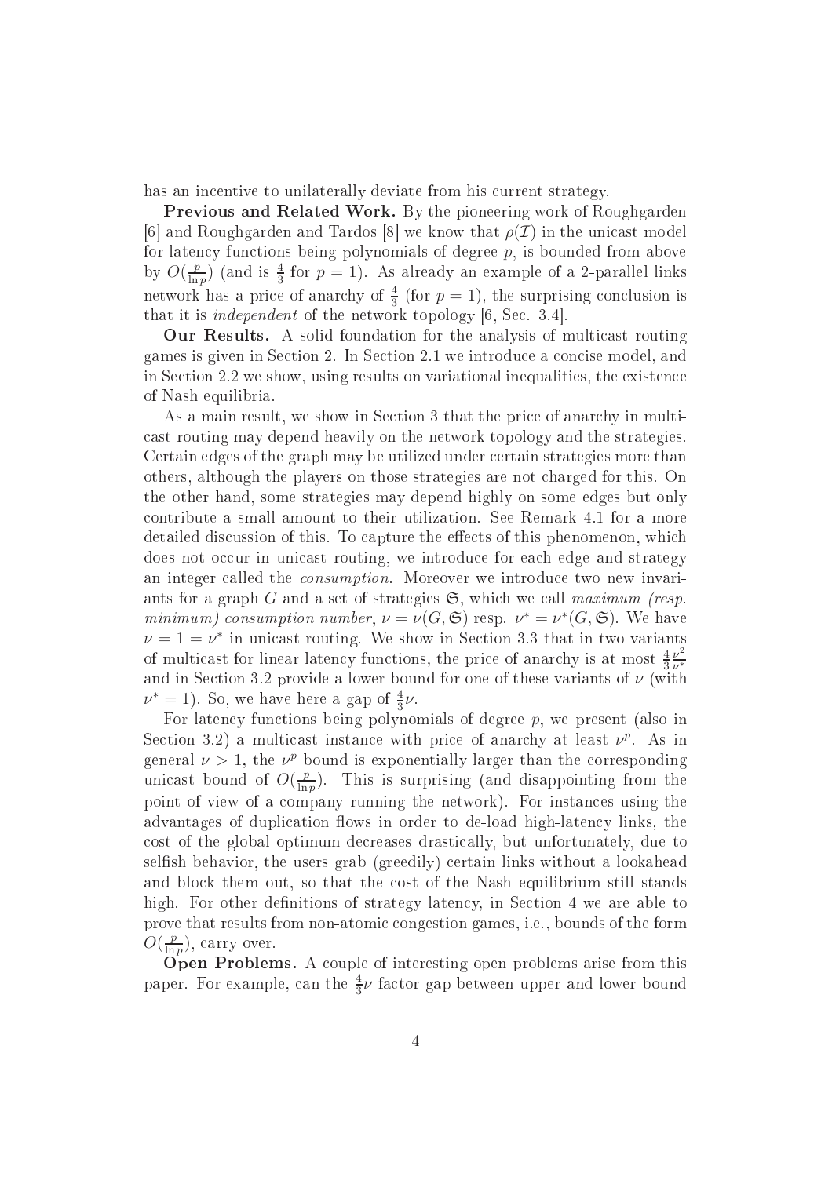has an incentive to unilaterally deviate from his current strategy.

**Previous and Related Work.** By the pioneering work of Roughgarden [6] and Roughgarden and Tardos [8] we know that $\rho(\mathcal{I})$ in the unicast model for latency functions being polynomials of degree $p$, is bounded from above by $O(\frac{p}{\ln p})$ (and is $\frac{4}{3}$ for $p = 1$). As already an example of a 2-parallel links network has a price of anarchy of $\frac{4}{3}$ (for $p = 1$), the surprising conclusion is that it is *independent* of the network topology [6, Sec. 3.4].

**Our Results.** A solid foundation for the analysis of multicast routing games is given in Section 2. In Section 2.1 we introduce a concise model, and in Section 2.2 we show, using results on variational inequalities, the existence of Nash equilibria.

As a main result, we show in Section 3 that the price of anarchy in multicast routing may depend heavily on the network topology and the strategies. Certain edges of the graph may be utilized under certain strategies more than others, although the players on those strategies are not charged for this. On the other hand, some strategies may depend highly on some edges but only contribute a small amount to their utilization. See Remark 4.1 for a more detailed discussion of this. To capture the effects of this phenomenon, which does not occur in unicast routing, we introduce for each edge and strategy an integer called the *consumption*. Moreover we introduce two new invariants for a graph $G$ and a set of strategies $\mathfrak{S}$, which we call *maximum (resp. minimum) consumption number*, $\nu = \nu(G, \mathfrak{S})$ resp. $\nu^* = \nu^*(G, \mathfrak{S})$. We have $\nu = 1 = \nu^*$ in unicast routing. We show in Section 3.3 that in two variants of multicast for linear latency functions, the price of anarchy is at most $\frac{4}{3}\frac{\nu^2}{\nu^*}$ and in Section 3.2 provide a lower bound for one of these variants of $\nu$ (with $\nu^* = 1$). So, we have here a gap of $\frac{4}{3}\nu$.

For latency functions being polynomials of degree $p$, we present (also in Section 3.2) a multicast instance with price of anarchy at least $\nu^p$. As in general $\nu > 1$, the $\nu^p$ bound is exponentially larger than the corresponding unicast bound of $O(\frac{p}{\ln p})$. This is surprising (and disappointing from the point of view of a company running the network). For instances using the advantages of duplication flows in order to de-load high-latency links, the cost of the global optimum decreases drastically, but unfortunately, due to selfish behavior, the users grab (greedily) certain links without a lookahead and block them out, so that the cost of the Nash equilibrium still stands high. For other definitions of strategy latency, in Section 4 we are able to prove that results from non-atomic congestion games, i.e., bounds of the form $O(\frac{p}{\ln p})$, carry over.

**Open Problems.** A couple of interesting open problems arise from this paper. For example, can the $\frac{4}{3}\nu$ factor gap between upper and lower bound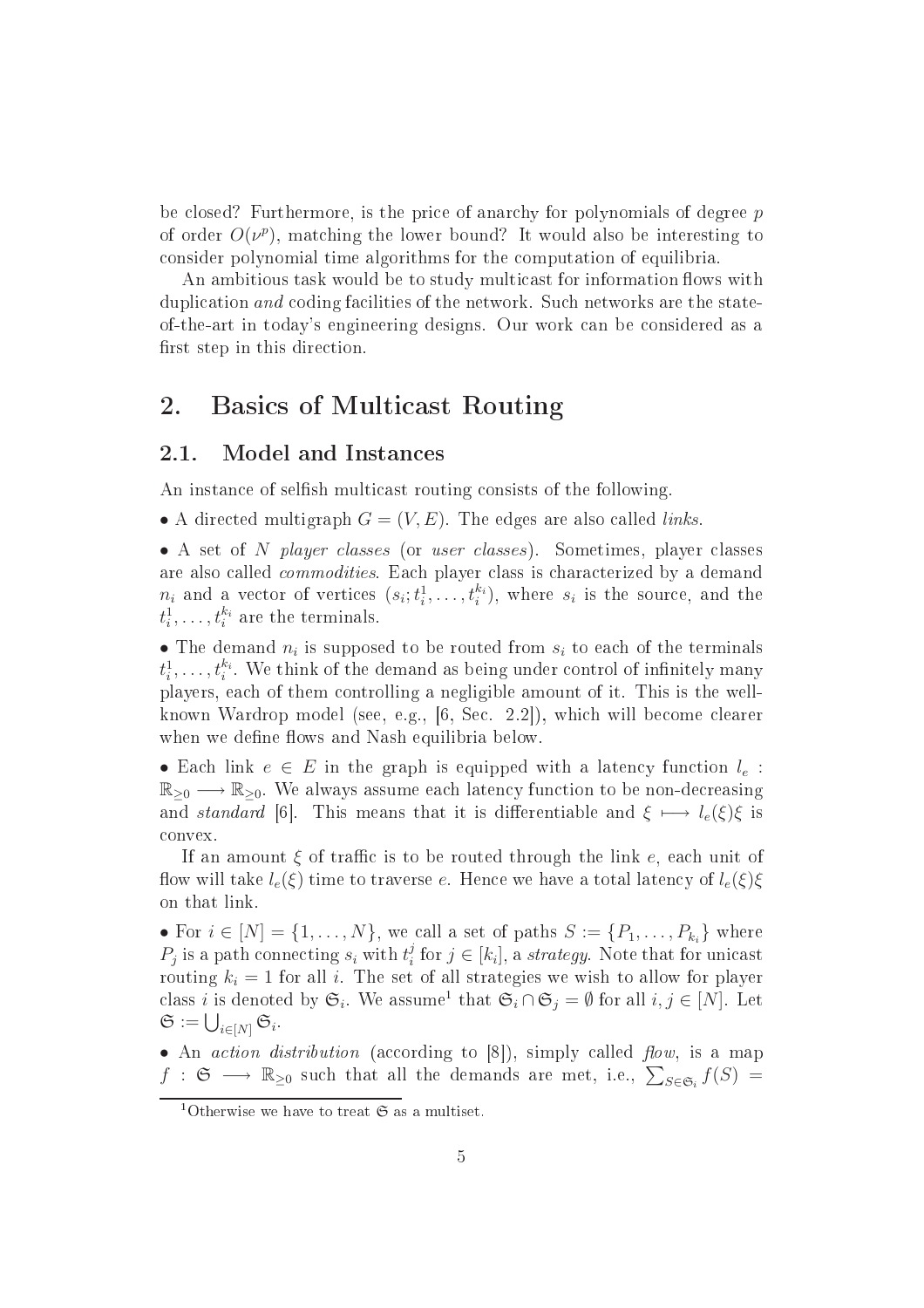be closed? Furthermore, is the price of anarchy for polynomials of degree $p$ of order $O(\nu^p)$, matching the lower bound? It would also be interesting to consider polynomial time algorithms for the computation of equilibria.

An ambitious task would be to study multicast for information flows with duplication *and* coding facilities of the network. Such networks are the state-of-the-art in today's engineering designs. Our work can be considered as a first step in this direction.

# 2. Basics of Multicast Routing

## 2.1. Model and Instances

An instance of selfish multicast routing consists of the following.

• A directed multigraph $G = (V, E)$. The edges are also called *links*.

• A set of $N$ *player classes* (or *user classes*). Sometimes, player classes are also called *commodities*. Each player class is characterized by a demand $n_i$ and a vector of vertices $(s_i; t_i^1, \dots, t_i^{k_i})$, where $s_i$ is the source, and the $t_i^1, \dots, t_i^{k_i}$ are the terminals.

• The demand $n_i$ is supposed to be routed from $s_i$ to each of the terminals $t_i^1, \dots, t_i^{k_i}$. We think of the demand as being under control of infinitely many players, each of them controlling a negligible amount of it. This is the well-known Wardrop model (see, e.g., [6, Sec. 2.2]), which will become clearer when we define flows and Nash equilibria below.

• Each link $e \in E$ in the graph is equipped with a latency function $l_e : \mathbb{R}_{\geq 0} \longrightarrow \mathbb{R}_{\geq 0}$. We always assume each latency function to be non-decreasing and *standard* [6]. This means that it is differentiable and $\xi \longmapsto l_e(\xi)\xi$ is convex.

If an amount $\xi$ of traffic is to be routed through the link $e$, each unit of flow will take $l_e(\xi)$ time to traverse $e$. Hence we have a total latency of $l_e(\xi)\xi$ on that link.

• For $i \in [N] = \{1, \dots, N\}$, we call a set of paths $S := \{P_1, \dots, P_{k_i}\}$ where $P_j$ is a path connecting $s_i$ with $t_i^j$ for $j \in [k_i]$, a *strategy*. Note that for unicast routing $k_i = 1$ for all $i$. The set of all strategies we wish to allow for player class $i$ is denoted by $\mathfrak{S}_i$. We assume[1] that $\mathfrak{S}_i \cap \mathfrak{S}_j = \emptyset$ for all $i, j \in [N]$. Let $\mathfrak{S} := \bigcup_{i \in [N]} \mathfrak{S}_i$.

• An *action distribution* (according to [8]), simply called *flow*, is a map $f : \mathfrak{S} \longrightarrow \mathbb{R}_{\geq 0}$ such that all the demands are met, i.e., $\sum_{S \in \mathfrak{S}_i} f(S) =$

[1] Otherwise we have to treat $\mathfrak{S}$ as a multiset.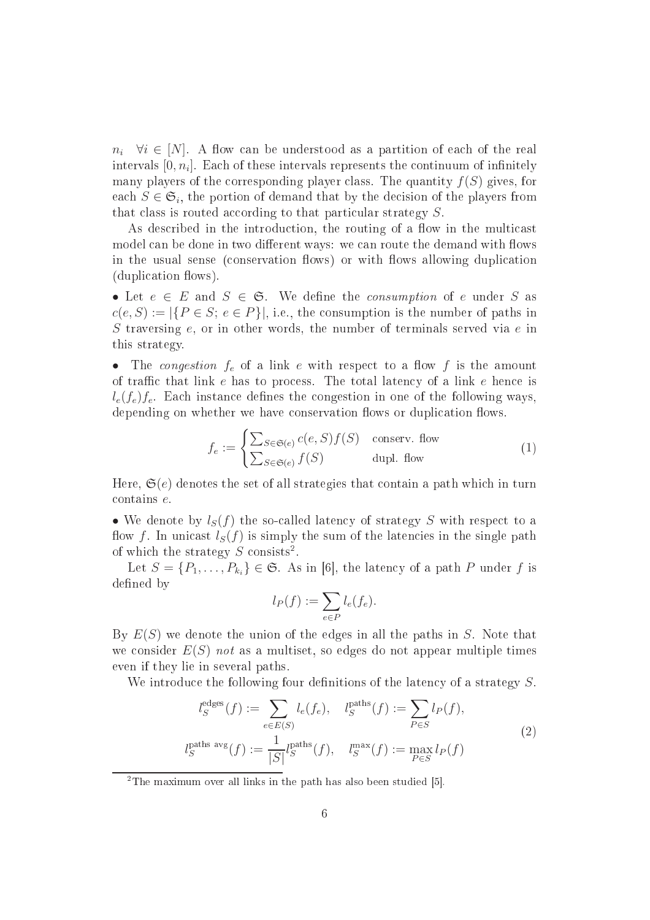$n_i \quad \forall i \in [N]$. A flow can be understood as a partition of each of the real intervals $[0, n_i]$. Each of these intervals represents the continuum of infinitely many players of the corresponding player class. The quantity $f(S)$ gives, for each $S \in \mathfrak{S}_i$, the portion of demand that by the decision of the players from that class is routed according to that particular strategy $S$.

As described in the introduction, the routing of a flow in the multicast model can be done in two different ways: we can route the demand with flows in the usual sense (conservation flows) or with flows allowing duplication (duplication flows).

• Let $e \in E$ and $S \in \mathfrak{S}$. We define the *consumption* of $e$ under $S$ as $c(e, S) := |\{P \in S;\ e \in P\}|$, i.e., the consumption is the number of paths in $S$ traversing $e$, or in other words, the number of terminals served via $e$ in this strategy.

• The *congestion* $f_e$ of a link $e$ with respect to a flow $f$ is the amount of traffic that link $e$ has to process. The total latency of a link $e$ hence is $l_e(f_e)f_e$. Each instance defines the congestion in one of the following ways, depending on whether we have conservation flows or duplication flows.

$$f_e := \begin{cases} \sum_{S \in \mathfrak{S}(e)} c(e, S) f(S) & \text{conserv. flow} \\ \sum_{S \in \mathfrak{S}(e)} f(S) & \text{dupl. flow} \end{cases} \tag{1}$$

Here, $\mathfrak{S}(e)$ denotes the set of all strategies that contain a path which in turn contains $e$.

• We denote by $l_S(f)$ the so-called latency of strategy $S$ with respect to a flow $f$. In unicast $l_S(f)$ is simply the sum of the latencies in the single path of which the strategy $S$ consists[2].

Let $S = \{P_1, \ldots, P_{k_i}\} \in \mathfrak{S}$. As in [6], the latency of a path $P$ under $f$ is defined by

$$l_P(f) := \sum_{e \in P} l_e(f_e).$$

By $E(S)$ we denote the union of the edges in all the paths in $S$. Note that we consider $E(S)$ *not* as a multiset, so edges do not appear multiple times even if they lie in several paths.

We introduce the following four definitions of the latency of a strategy $S$.

$$\begin{aligned} l_S^{\text{edges}}(f) &:= \sum_{e \in E(S)} l_e(f_e), \quad l_S^{\text{paths}}(f) := \sum_{P \in S} l_P(f), \\ l_S^{\text{paths avg}}(f) &:= \frac{1}{|S|} l_S^{\text{paths}}(f), \quad l_S^{\max}(f) := \max_{P \in S} l_P(f) \end{aligned} \tag{2}$$

[2] The maximum over all links in the path has also been studied [5].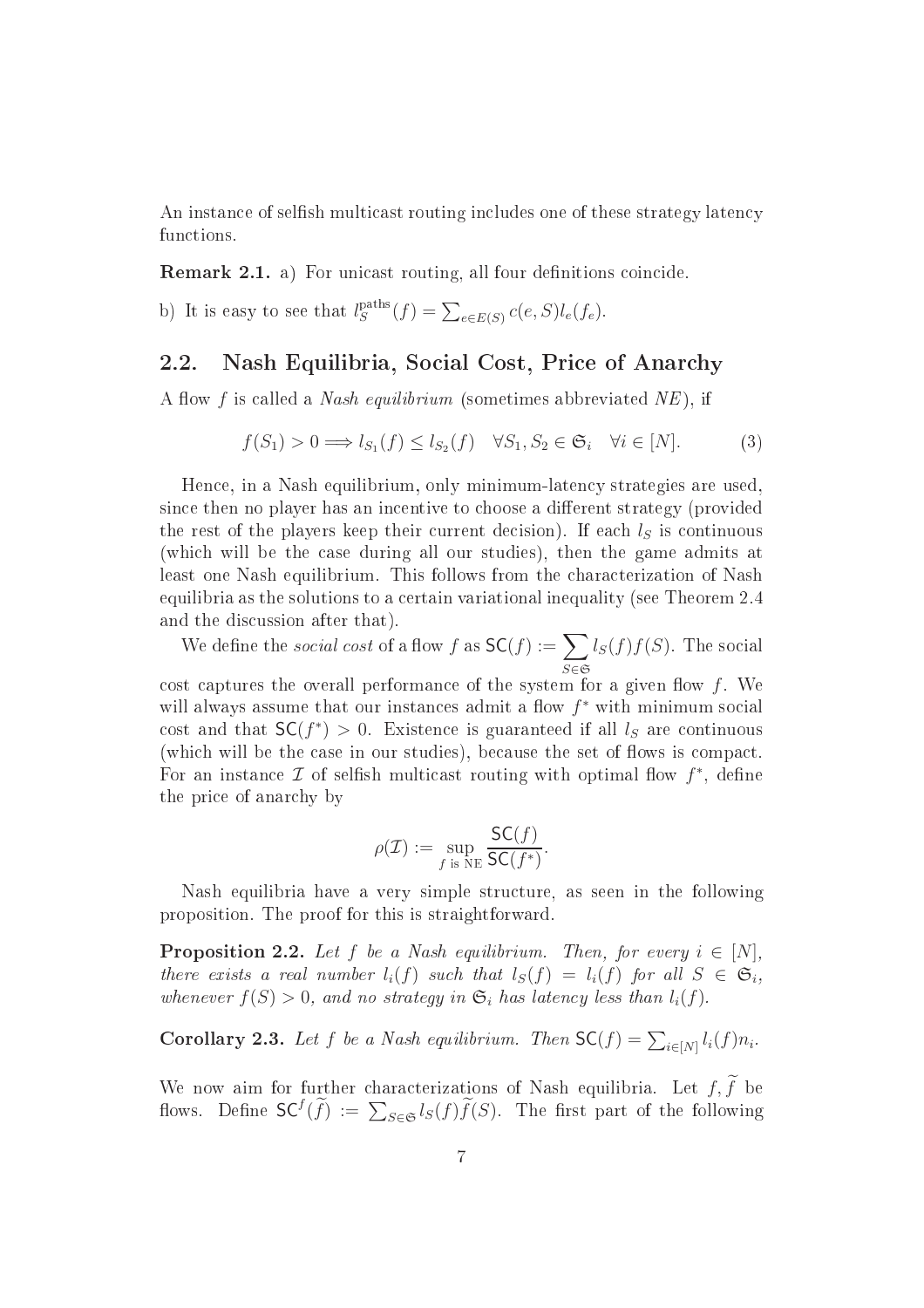An instance of selfish multicast routing includes one of these strategy latency functions.

**Remark 2.1.** a) For unicast routing, all four definitions coincide.

b) It is easy to see that $l_S^{\text{paths}}(f) = \sum_{e \in E(S)} c(e,S) l_e(f_e)$.

## 2.2. Nash Equilibria, Social Cost, Price of Anarchy

A flow $f$ is called a *Nash equilibrium* (sometimes abbreviated *NE*), if

$$f(S_1) > 0 \Longrightarrow l_{S_1}(f) \leq l_{S_2}(f) \quad \forall S_1, S_2 \in \mathfrak{S}_i \quad \forall i \in [N]. \tag{3}$$

Hence, in a Nash equilibrium, only minimum-latency strategies are used, since then no player has an incentive to choose a different strategy (provided the rest of the players keep their current decision). If each $l_S$ is continuous (which will be the case during all our studies), then the game admits at least one Nash equilibrium. This follows from the characterization of Nash equilibria as the solutions to a certain variational inequality (see Theorem 2.4 and the discussion after that).

We define the *social cost* of a flow $f$ as $\mathsf{SC}(f) := \sum_{S \in \mathfrak{S}} l_S(f) f(S)$. The social cost captures the overall performance of the system for a given flow $f$. We will always assume that our instances admit a flow $f^*$ with minimum social cost and that $\mathsf{SC}(f^*) > 0$. Existence is guaranteed if all $l_S$ are continuous (which will be the case in our studies), because the set of flows is compact. For an instance $\mathcal{I}$ of selfish multicast routing with optimal flow $f^*$, define the price of anarchy by

$$\rho(\mathcal{I}) := \sup_{f \text{ is NE}} \frac{\mathsf{SC}(f)}{\mathsf{SC}(f^*)}.$$

Nash equilibria have a very simple structure, as seen in the following proposition. The proof for this is straightforward.

**Proposition 2.2.** *Let $f$ be a Nash equilibrium. Then, for every $i \in [N]$, there exists a real number $l_i(f)$ such that $l_S(f) = l_i(f)$ for all $S \in \mathfrak{S}_i$, whenever $f(S) > 0$, and no strategy in $\mathfrak{S}_i$ has latency less than $l_i(f)$.*

**Corollary 2.3.** *Let $f$ be a Nash equilibrium. Then $\mathsf{SC}(f) = \sum_{i \in [N]} l_i(f) n_i$.*

We now aim for further characterizations of Nash equilibria. Let $f, \widetilde{f}$ be flows. Define $\mathsf{SC}^f(\widetilde{f}) := \sum_{S \in \mathfrak{S}} l_S(f) \widetilde{f}(S)$. The first part of the following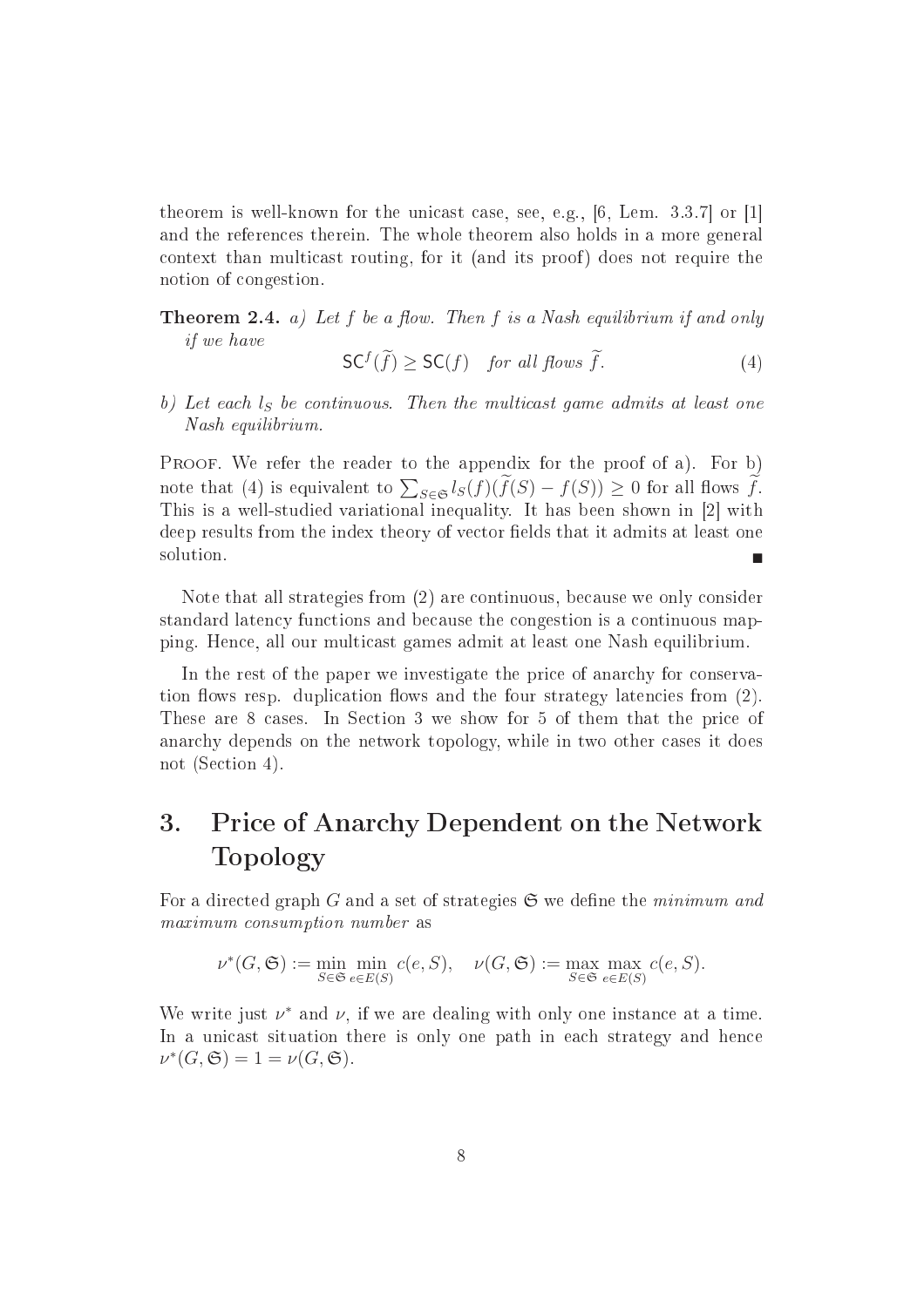theorem is well-known for the unicast case, see, e.g., [6, Lem. 3.3.7] or [1] and the references therein. The whole theorem also holds in a more general context than multicast routing, for it (and its proof) does not require the notion of congestion.

**Theorem 2.4.** *a) Let $f$ be a flow. Then $f$ is a Nash equilibrium if and only if we have*

$$\mathsf{SC}^f(\widetilde{f}) \geq \mathsf{SC}(f) \quad \text{for all flows } \widetilde{f}. \tag{4}$$

*b) Let each $l_S$ be continuous. Then the multicast game admits at least one Nash equilibrium.*

Proof. We refer the reader to the appendix for the proof of a). For b) note that (4) is equivalent to $\sum_{S \in \mathfrak{S}} l_S(f)(\widetilde{f}(S) - f(S)) \geq 0$ for all flows $\widetilde{f}$. This is a well-studied variational inequality. It has been shown in [2] with deep results from the index theory of vector fields that it admits at least one solution. ∎

Note that all strategies from (2) are continuous, because we only consider standard latency functions and because the congestion is a continuous mapping. Hence, all our multicast games admit at least one Nash equilibrium.

In the rest of the paper we investigate the price of anarchy for conservation flows resp. duplication flows and the four strategy latencies from (2). These are 8 cases. In Section 3 we show for 5 of them that the price of anarchy depends on the network topology, while in two other cases it does not (Section 4).

# 3. Price of Anarchy Dependent on the Network Topology

For a directed graph $G$ and a set of strategies $\mathfrak{S}$ we define the *minimum and maximum consumption number* as

$$\nu^*(G, \mathfrak{S}) := \min_{S \in \mathfrak{S}} \min_{e \in E(S)} c(e, S), \quad \nu(G, \mathfrak{S}) := \max_{S \in \mathfrak{S}} \max_{e \in E(S)} c(e, S).$$

We write just $\nu^*$ and $\nu$, if we are dealing with only one instance at a time. In a unicast situation there is only one path in each strategy and hence $\nu^*(G, \mathfrak{S}) = 1 = \nu(G, \mathfrak{S})$.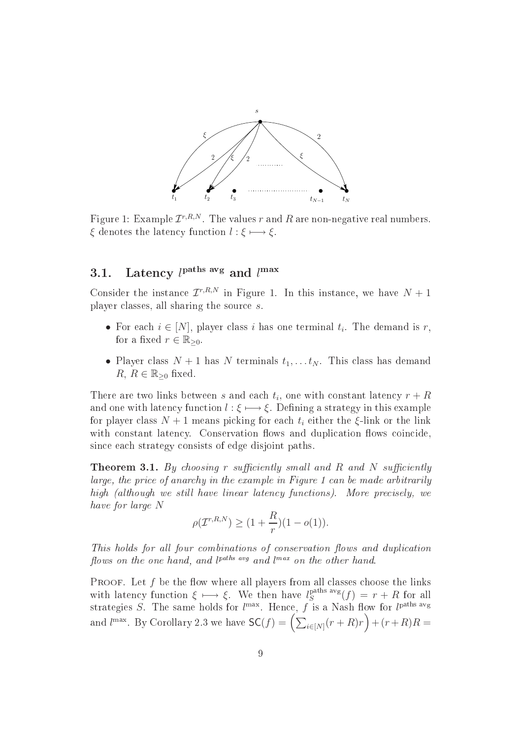Figure 1: Example $\mathcal{I}^{r,R,N}$. The values $r$ and $R$ are non-negative real numbers. $\xi$ denotes the latency function $l : \xi \longmapsto \xi$.

### 3.1. Latency $l^{\text{paths avg}}$ and $l^{\max}$

Consider the instance $\mathcal{I}^{r,R,N}$ in Figure 1. In this instance, we have $N+1$ player classes, all sharing the source $s$.

- For each $i \in [N]$, player class $i$ has one terminal $t_i$. The demand is $r$, for a fixed $r \in \mathbb{R}_{\geq 0}$.
- Player class $N+1$ has $N$ terminals $t_1, \ldots t_N$. This class has demand $R$, $R \in \mathbb{R}_{\geq 0}$ fixed.

There are two links between $s$ and each $t_i$, one with constant latency $r+R$ and one with latency function $l : \xi \longmapsto \xi$. Defining a strategy in this example for player class $N+1$ means picking for each $t_i$ either the $\xi$-link or the link with constant latency. Conservation flows and duplication flows coincide, since each strategy consists of edge disjoint paths.

**Theorem 3.1.** *By choosing $r$ sufficiently small and $R$ and $N$ sufficiently large, the price of anarchy in the example in Figure 1 can be made arbitrarily high (although we still have linear latency functions). More precisely, we have for large $N$*

$$\rho(\mathcal{I}^{r,R,N}) \geq (1 + \frac{R}{r})(1 - o(1)).$$

*This holds for all four combinations of conservation flows and duplication flows on the one hand, and $l^{\text{paths avg}}$ and $l^{\max}$ on the other hand.*

Proof. Let $f$ be the flow where all players from all classes choose the links with latency function $\xi \longmapsto \xi$. We then have $l_S^{\text{paths avg}}(f) = r + R$ for all strategies $S$. The same holds for $l^{\max}$. Hence, $f$ is a Nash flow for $l^{\text{paths avg}}$ and $l^{\max}$. By Corollary 2.3 we have $\mathsf{SC}(f) = \left(\sum_{i \in [N]} (r+R) r\right) + (r+R)R =$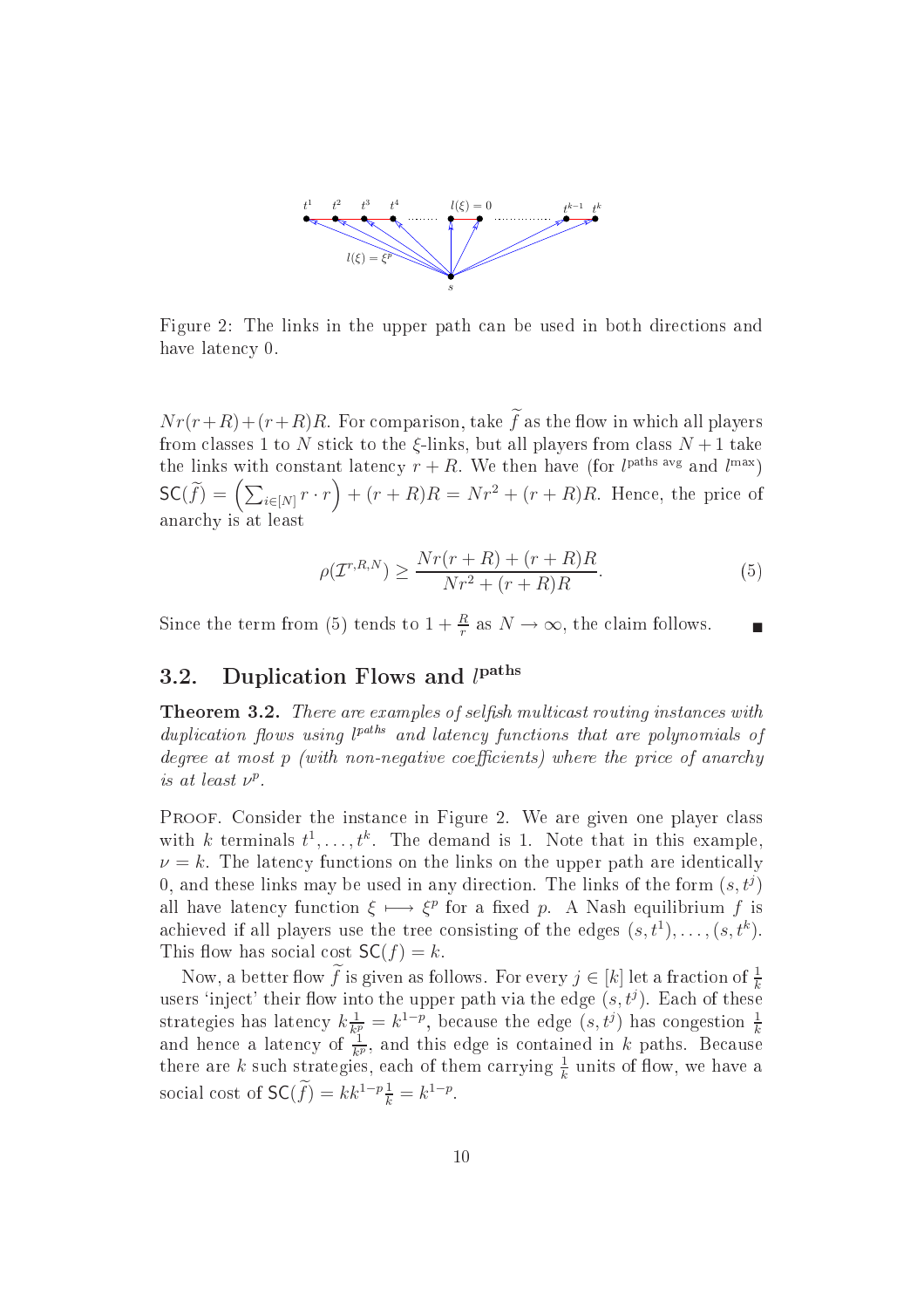Figure 2: The links in the upper path can be used in both directions and have latency 0.

$Nr(r+R)+(r+R)R$. For comparison, take $\widetilde{f}$ as the flow in which all players from classes 1 to $N$ stick to the $\xi$-links, but all players from class $N+1$ take the links with constant latency $r+R$. We then have (for $l^{\text{paths avg}}$ and $l^{\max}$) $\mathsf{SC}(\widetilde{f}) = \left(\sum_{i\in[N]} r \cdot r\right) + (r+R)R = Nr^2 + (r+R)R$. Hence, the price of anarchy is at least

$$\rho(\mathcal{I}^{r,R,N}) \geq \frac{Nr(r+R)+(r+R)R}{Nr^2+(r+R)R}. \tag{5}$$

Since the term from (5) tends to $1+\frac{R}{r}$ as $N \to \infty$, the claim follows. ∎

## 3.2. Duplication Flows and $l^{\text{paths}}$

**Theorem 3.2.** *There are examples of selfish multicast routing instances with duplication flows using $l^{paths}$ and latency functions that are polynomials of degree at most $p$ (with non-negative coefficients) where the price of anarchy is at least $\nu^p$.*

Proof. Consider the instance in Figure 2. We are given one player class with $k$ terminals $t^1, \ldots, t^k$. The demand is 1. Note that in this example, $\nu = k$. The latency functions on the links on the upper path are identically 0, and these links may be used in any direction. The links of the form $(s, t^j)$ all have latency function $\xi \longmapsto \xi^p$ for a fixed $p$. A Nash equilibrium $f$ is achieved if all players use the tree consisting of the edges $(s,t^1), \ldots, (s,t^k)$. This flow has social cost $\mathsf{SC}(f) = k$.

Now, a better flow $\widetilde{f}$ is given as follows. For every $j \in [k]$ let a fraction of $\frac{1}{k}$ users 'inject' their flow into the upper path via the edge $(s,t^j)$. Each of these strategies has latency $k\frac{1}{k^p} = k^{1-p}$, because the edge $(s,t^j)$ has congestion $\frac{1}{k}$ and hence a latency of $\frac{1}{k^p}$, and this edge is contained in $k$ paths. Because there are $k$ such strategies, each of them carrying $\frac{1}{k}$ units of flow, we have a social cost of $\mathsf{SC}(\widetilde{f}) = kk^{1-p}\frac{1}{k} = k^{1-p}$.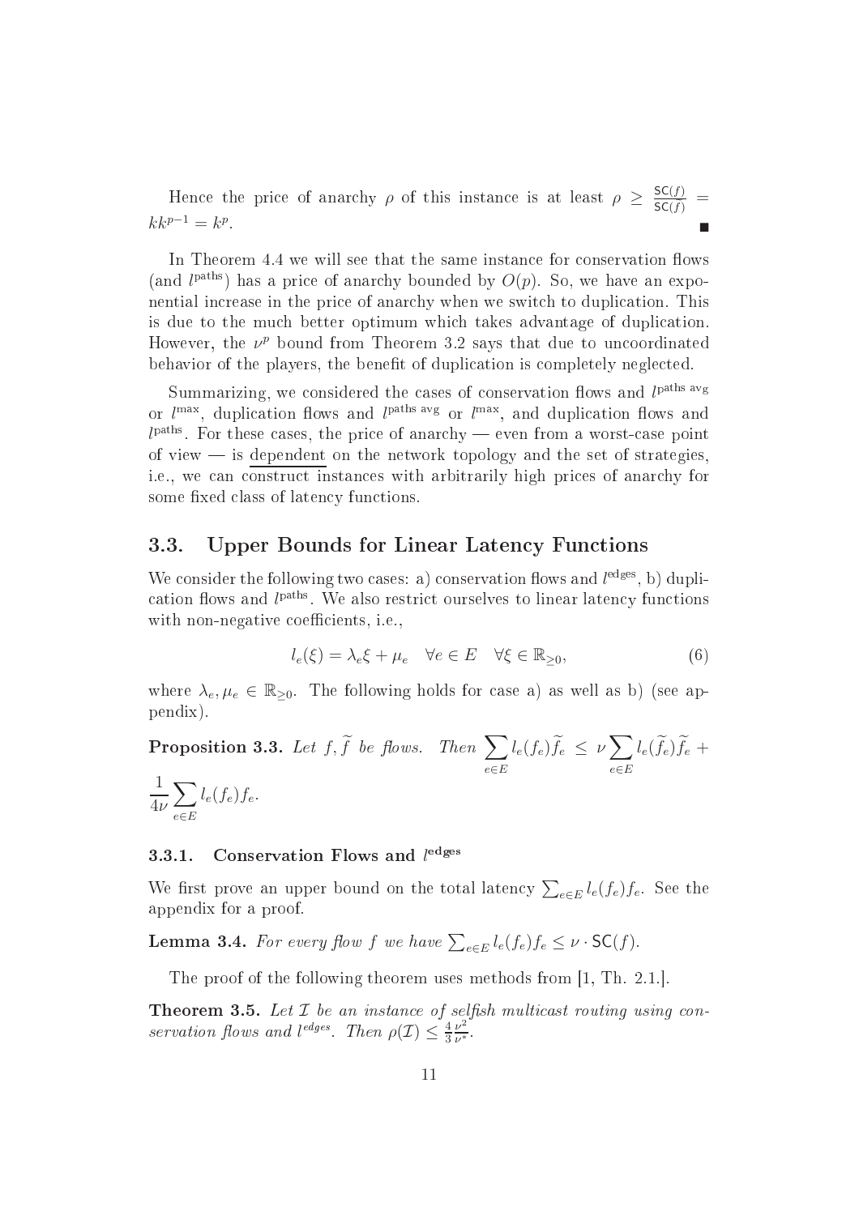Hence the price of anarchy $\rho$ of this instance is at least $\rho \geq \frac{\mathsf{SC}(f)}{\mathsf{SC}(\widetilde{f})} = kk^{p-1} = k^p$. ∎

In Theorem 4.4 we will see that the same instance for conservation flows (and $l^{\text{paths}}$) has a price of anarchy bounded by $O(p)$. So, we have an exponential increase in the price of anarchy when we switch to duplication. This is due to the much better optimum which takes advantage of duplication. However, the $\nu^p$ bound from Theorem 3.2 says that due to uncoordinated behavior of the players, the benefit of duplication is completely neglected.

Summarizing, we considered the cases of conservation flows and $l^{\text{paths avg}}$ or $l^{\max}$, duplication flows and $l^{\text{paths avg}}$ or $l^{\max}$, and duplication flows and $l^{\text{paths}}$. For these cases, the price of anarchy — even from a worst-case point of view — is dependent on the network topology and the set of strategies, i.e., we can construct instances with arbitrarily high prices of anarchy for some fixed class of latency functions.

## 3.3. Upper Bounds for Linear Latency Functions

We consider the following two cases: a) conservation flows and $l^{\text{edges}}$, b) duplication flows and $l^{\text{paths}}$. We also restrict ourselves to linear latency functions with non-negative coefficients, i.e.,

$$l_e(\xi) = \lambda_e \xi + \mu_e \quad \forall e \in E \quad \forall \xi \in \mathbb{R}_{\geq 0}, \tag{6}$$

where $\lambda_e, \mu_e \in \mathbb{R}_{\geq 0}$. The following holds for case a) as well as b) (see appendix).

**Proposition 3.3.** *Let $f, \widetilde{f}$ be flows. Then* $\sum_{e \in E} l_e(f_e)\widetilde{f}_e \leq \nu \sum_{e \in E} l_e(\widetilde{f}_e)\widetilde{f}_e + \frac{1}{4\nu} \sum_{e \in E} l_e(f_e) f_e$.

### 3.3.1. Conservation Flows and $l^{\text{edges}}$

We first prove an upper bound on the total latency $\sum_{e \in E} l_e(f_e) f_e$. See the appendix for a proof.

**Lemma 3.4.** *For every flow $f$ we have $\sum_{e \in E} l_e(f_e) f_e \leq \nu \cdot \mathsf{SC}(f)$.*

The proof of the following theorem uses methods from [1, Th. 2.1.].

**Theorem 3.5.** *Let $\mathcal{I}$ be an instance of selfish multicast routing using conservation flows and $l^{edges}$. Then $\rho(\mathcal{I}) \leq \frac{4}{3} \frac{\nu^2}{\nu^*}$.*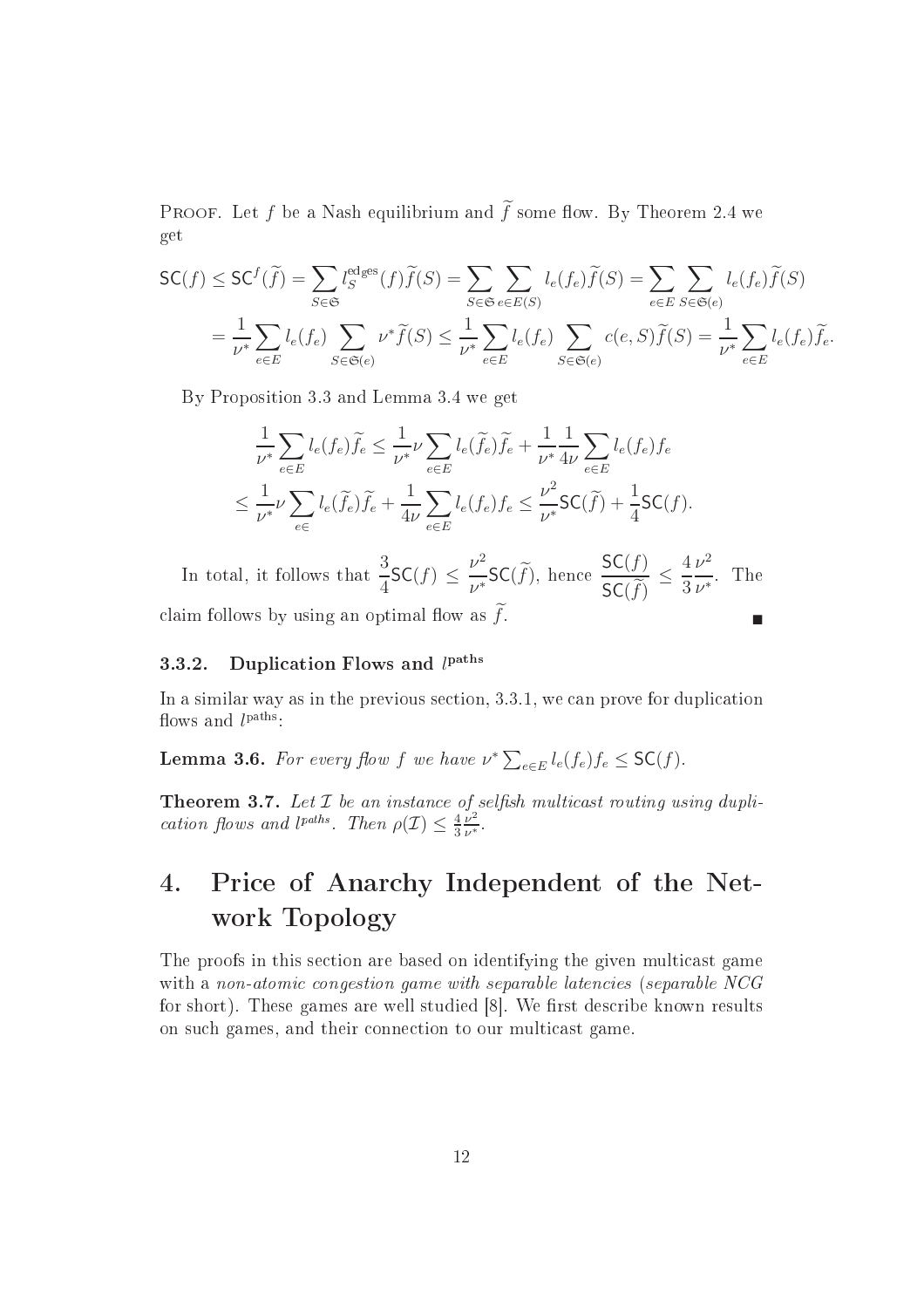Proof. Let $f$ be a Nash equilibrium and $\widetilde{f}$ some flow. By Theorem 2.4 we get

$$\begin{aligned}\mathsf{SC}(f) \leq \mathsf{SC}^f(\widetilde{f}) &= \sum_{S \in \mathfrak{S}} l_S^{\text{edges}}(f)\widetilde{f}(S) = \sum_{S \in \mathfrak{S}} \sum_{e \in E(S)} l_e(f_e)\widetilde{f}(S) = \sum_{e \in E} \sum_{S \in \mathfrak{S}(e)} l_e(f_e)\widetilde{f}(S) \\ &= \frac{1}{\nu^*} \sum_{e \in E} l_e(f_e) \sum_{S \in \mathfrak{S}(e)} \nu^* \widetilde{f}(S) \leq \frac{1}{\nu^*} \sum_{e \in E} l_e(f_e) \sum_{S \in \mathfrak{S}(e)} c(e,S)\widetilde{f}(S) = \frac{1}{\nu^*} \sum_{e \in E} l_e(f_e)\widetilde{f}_e.\end{aligned}$$

By Proposition 3.3 and Lemma 3.4 we get

$$\begin{aligned}\frac{1}{\nu^*} \sum_{e \in E} l_e(f_e)\widetilde{f}_e &\leq \frac{1}{\nu^*} \nu \sum_{e \in E} l_e(\widetilde{f}_e)\widetilde{f}_e + \frac{1}{\nu^*} \frac{1}{4\nu} \sum_{e \in E} l_e(f_e) f_e \\ &\leq \frac{1}{\nu^*} \nu \sum_{e \in} l_e(\widetilde{f}_e)\widetilde{f}_e + \frac{1}{4\nu} \sum_{e \in E} l_e(f_e) f_e \leq \frac{\nu^2}{\nu^*} \mathsf{SC}(\widetilde{f}) + \frac{1}{4} \mathsf{SC}(f).\end{aligned}$$

In total, it follows that $\frac{3}{4}\mathsf{SC}(f) \leq \frac{\nu^2}{\nu^*}\mathsf{SC}(\widetilde{f})$, hence $\frac{\mathsf{SC}(f)}{\mathsf{SC}(\widetilde{f})} \leq \frac{4}{3}\frac{\nu^2}{\nu^*}$. The claim follows by using an optimal flow as $\widetilde{f}$. ∎

### 3.3.2. Duplication Flows and $l^{\text{paths}}$

In a similar way as in the previous section, 3.3.1, we can prove for duplication flows and $l^{\text{paths}}$:

**Lemma 3.6.** *For every flow $f$ we have $\nu^* \sum_{e \in E} l_e(f_e) f_e \leq \mathsf{SC}(f)$.*

**Theorem 3.7.** *Let $\mathcal{I}$ be an instance of selfish multicast routing using duplication flows and $l^{paths}$. Then $\rho(\mathcal{I}) \leq \frac{4}{3}\frac{\nu^2}{\nu^*}$.*

# 4. Price of Anarchy Independent of the Network Topology

The proofs in this section are based on identifying the given multicast game with a *non-atomic congestion game with separable latencies* (*separable NCG* for short). These games are well studied [8]. We first describe known results on such games, and their connection to our multicast game.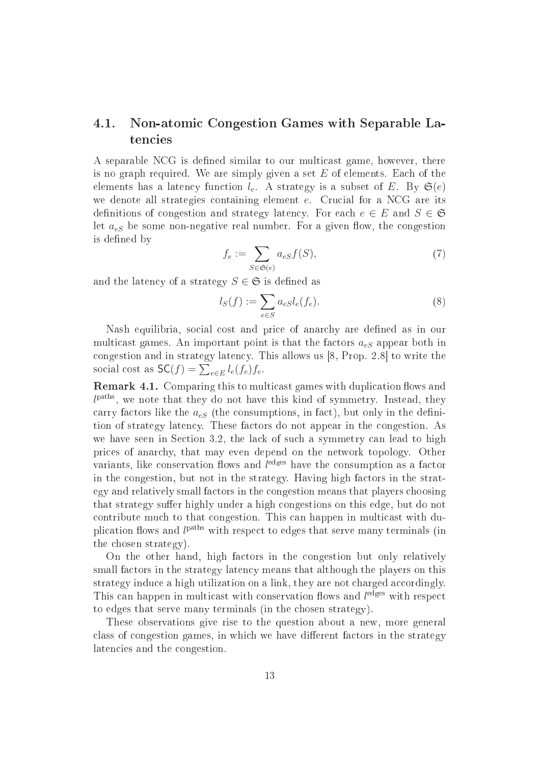### 4.1. Non-atomic Congestion Games with Separable Latencies

A separable NCG is defined similar to our multicast game, however, there is no graph required. We are simply given a set $E$ of elements. Each of the elements has a latency function $l_e$. A strategy is a subset of $E$. By $\mathfrak{S}(e)$ we denote all strategies containing element $e$. Crucial for a NCG are its definitions of congestion and strategy latency. For each $e \in E$ and $S \in \mathfrak{S}$ let $a_{eS}$ be some non-negative real number. For a given flow, the congestion is defined by

$$f_e := \sum_{S \in \mathfrak{S}(e)} a_{eS} f(S), \tag{7}$$

and the latency of a strategy $S \in \mathfrak{S}$ is defined as

$$l_S(f) := \sum_{e \in S} a_{eS} l_e(f_e). \tag{8}$$

Nash equilibria, social cost and price of anarchy are defined as in our multicast games. An important point is that the factors $a_{eS}$ appear both in congestion and in strategy latency. This allows us [8, Prop. 2.8] to write the social cost as $\mathsf{SC}(f) = \sum_{e \in E} l_e(f_e) f_e$.

**Remark 4.1.** Comparing this to multicast games with duplication flows and $l^{\text{paths}}$, we note that they do not have this kind of symmetry. Instead, they carry factors like the $a_{eS}$ (the consumptions, in fact), but only in the definition of strategy latency. These factors do not appear in the congestion. As we have seen in Section 3.2, the lack of such a symmetry can lead to high prices of anarchy, that may even depend on the network topology. Other variants, like conservation flows and $l^{\text{edges}}$ have the consumption as a factor in the congestion, but not in the strategy. Having high factors in the strategy and relatively small factors in the congestion means that players choosing that strategy suffer highly under a high congestions on this edge, but do not contribute much to that congestion. This can happen in multicast with duplication flows and $l^{\text{paths}}$ with respect to edges that serve many terminals (in the chosen strategy).

On the other hand, high factors in the congestion but only relatively small factors in the strategy latency means that although the players on this strategy induce a high utilization on a link, they are not charged accordingly. This can happen in multicast with conservation flows and $l^{\text{edges}}$ with respect to edges that serve many terminals (in the chosen strategy).

These observations give rise to the question about a new, more general class of congestion games, in which we have different factors in the strategy latencies and the congestion.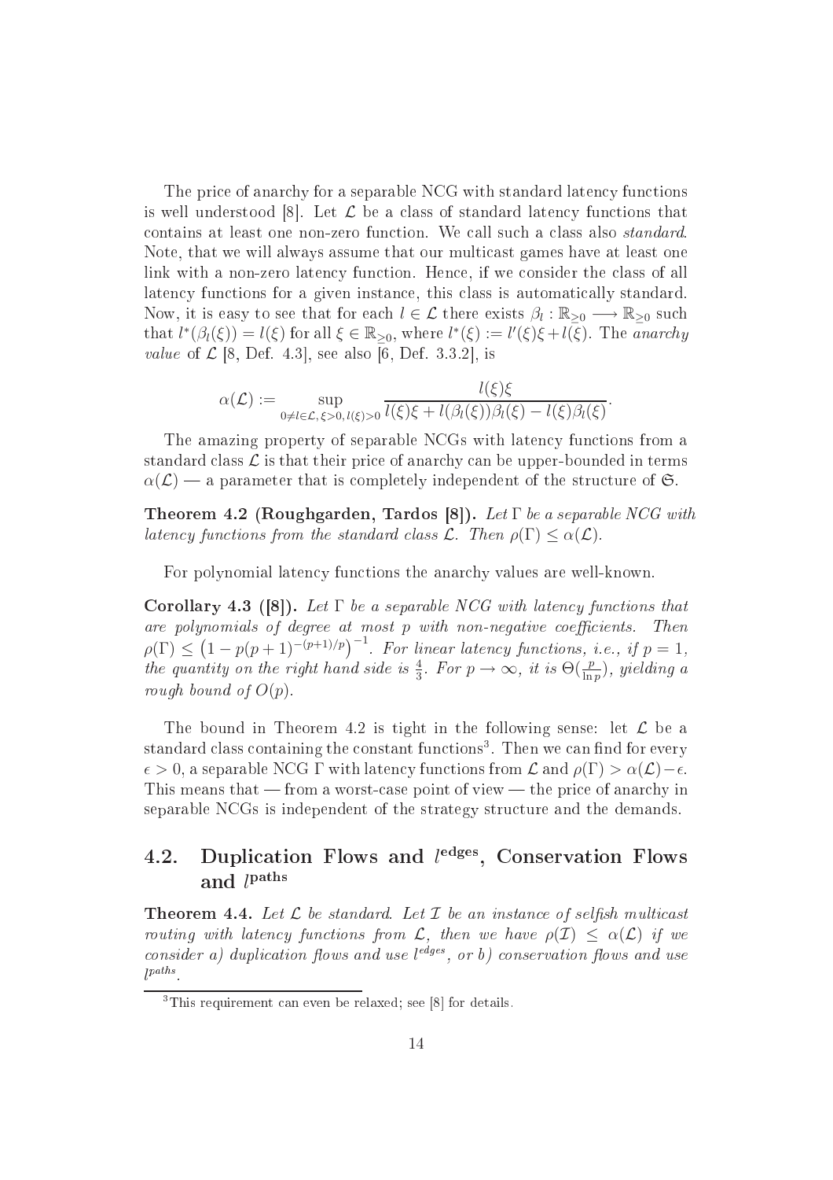The price of anarchy for a separable NCG with standard latency functions is well understood [8]. Let $\mathcal{L}$ be a class of standard latency functions that contains at least one non-zero function. We call such a class also *standard*. Note, that we will always assume that our multicast games have at least one link with a non-zero latency function. Hence, if we consider the class of all latency functions for a given instance, this class is automatically standard. Now, it is easy to see that for each $l \in \mathcal{L}$ there exists $\beta_l : \mathbb{R}_{\geq 0} \longrightarrow \mathbb{R}_{\geq 0}$ such that $l^*(\beta_l(\xi)) = l(\xi)$ for all $\xi \in \mathbb{R}_{\geq 0}$, where $l^*(\xi) := l'(\xi)\xi + l(\xi)$. The *anarchy value* of $\mathcal{L}$ [8, Def. 4.3], see also [6, Def. 3.3.2], is

$$\alpha(\mathcal{L}) := \sup_{0 \neq l \in \mathcal{L}, \xi > 0, l(\xi) > 0} \frac{l(\xi)\xi}{l(\xi)\xi + l(\beta_l(\xi))\beta_l(\xi) - l(\xi)\beta_l(\xi)}.$$

The amazing property of separable NCGs with latency functions from a standard class $\mathcal{L}$ is that their price of anarchy can be upper-bounded in terms $\alpha(\mathcal{L})$ — a parameter that is completely independent of the structure of $\mathfrak{S}$.

**Theorem 4.2 (Roughgarden, Tardos [8]).** *Let $\Gamma$ be a separable NCG with latency functions from the standard class $\mathcal{L}$. Then $\rho(\Gamma) \leq \alpha(\mathcal{L})$.*

For polynomial latency functions the anarchy values are well-known.

**Corollary 4.3 ([8]).** *Let $\Gamma$ be a separable NCG with latency functions that are polynomials of degree at most $p$ with non-negative coefficients. Then $\rho(\Gamma) \leq \left(1 - p(p+1)^{-(p+1)/p}\right)^{-1}$. For linear latency functions, i.e., if $p = 1$, the quantity on the right hand side is $\frac{4}{3}$. For $p \to \infty$, it is $\Theta(\frac{p}{\ln p})$, yielding a rough bound of $O(p)$.*

The bound in Theorem 4.2 is tight in the following sense: let $\mathcal{L}$ be a standard class containing the constant functions[3]. Then we can find for every $\epsilon > 0$, a separable NCG $\Gamma$ with latency functions from $\mathcal{L}$ and $\rho(\Gamma) > \alpha(\mathcal{L}) - \epsilon$. This means that — from a worst-case point of view — the price of anarchy in separable NCGs is independent of the strategy structure and the demands.

## 4.2. Duplication Flows and $l^{\text{edges}}$, Conservation Flows and $l^{\text{paths}}$

**Theorem 4.4.** *Let $\mathcal{L}$ be standard. Let $\mathcal{I}$ be an instance of selfish multicast routing with latency functions from $\mathcal{L}$, then we have $\rho(\mathcal{I}) \leq \alpha(\mathcal{L})$ if we consider a) duplication flows and use $l^{edges}$, or b) conservation flows and use $l^{paths}$.*

[3] This requirement can even be relaxed; see [8] for details.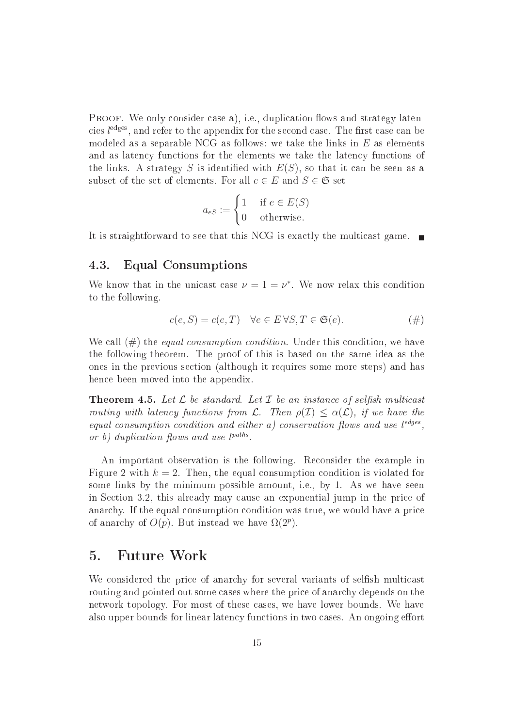Proof. We only consider case a), i.e., duplication flows and strategy latencies $l^{\text{edges}}$, and refer to the appendix for the second case. The first case can be modeled as a separable NCG as follows: we take the links in $E$ as elements and as latency functions for the elements we take the latency functions of the links. A strategy $S$ is identified with $E(S)$, so that it can be seen as a subset of the set of elements. For all $e \in E$ and $S \in \mathfrak{S}$ set

$$a_{eS} := \begin{cases} 1 & \text{if } e \in E(S) \\ 0 & \text{otherwise.} \end{cases}$$

It is straightforward to see that this NCG is exactly the multicast game. ■

## 4.3. Equal Consumptions

We know that in the unicast case $\nu = 1 = \nu^*$. We now relax this condition to the following.

$$c(e, S) = c(e, T) \quad \forall e \in E \, \forall S, T \in \mathfrak{S}(e). \tag{\#}$$

We call (#) the *equal consumption condition*. Under this condition, we have the following theorem. The proof of this is based on the same idea as the ones in the previous section (although it requires some more steps) and has hence been moved into the appendix.

**Theorem 4.5.** *Let $\mathcal{L}$ be standard. Let $\mathcal{I}$ be an instance of selfish multicast routing with latency functions from $\mathcal{L}$. Then $\rho(\mathcal{I}) \leq \alpha(\mathcal{L})$, if we have the equal consumption condition and either a) conservation flows and use $l^{edges}$, or b) duplication flows and use $l^{paths}$.*

An important observation is the following. Reconsider the example in Figure 2 with $k = 2$. Then, the equal consumption condition is violated for some links by the minimum possible amount, i.e., by 1. As we have seen in Section 3.2, this already may cause an exponential jump in the price of anarchy. If the equal consumption condition was true, we would have a price of anarchy of $O(p)$. But instead we have $\Omega(2^p)$.

# 5. Future Work

We considered the price of anarchy for several variants of selfish multicast routing and pointed out some cases where the price of anarchy depends on the network topology. For most of these cases, we have lower bounds. We have also upper bounds for linear latency functions in two cases. An ongoing effort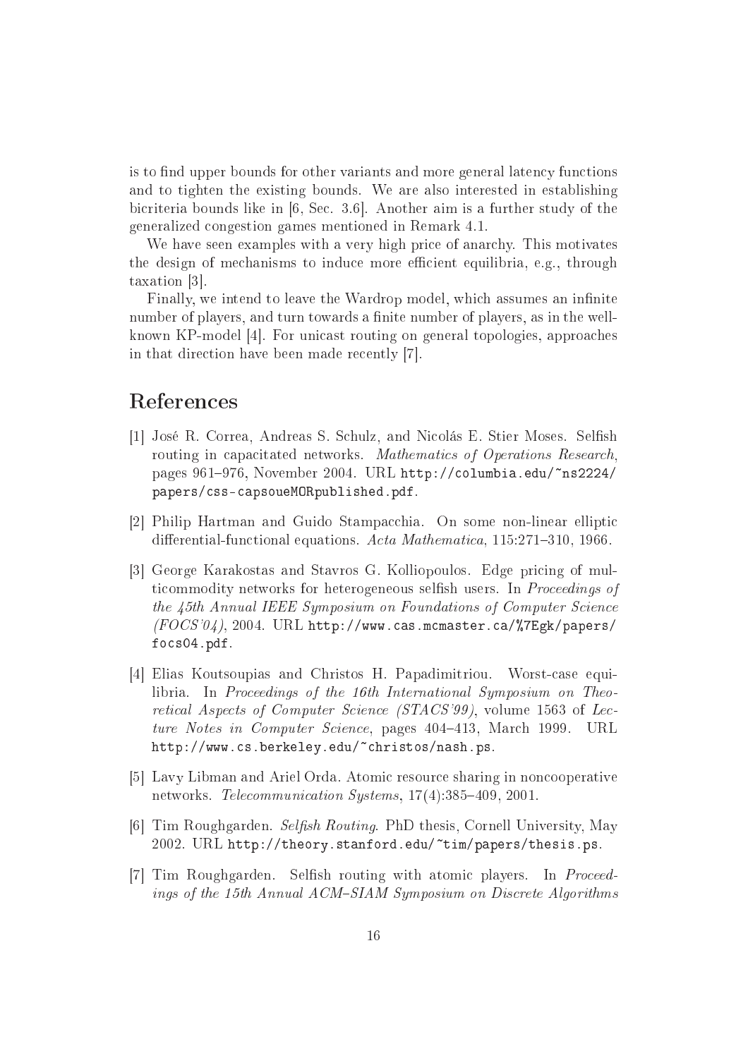is to find upper bounds for other variants and more general latency functions and to tighten the existing bounds. We are also interested in establishing bicriteria bounds like in [6, Sec. 3.6]. Another aim is a further study of the generalized congestion games mentioned in Remark 4.1.

We have seen examples with a very high price of anarchy. This motivates the design of mechanisms to induce more efficient equilibria, e.g., through taxation [3].

Finally, we intend to leave the Wardrop model, which assumes an infinite number of players, and turn towards a finite number of players, as in the well-known KP-model [4]. For unicast routing on general topologies, approaches in that direction have been made recently [7].

## References

[1] José R. Correa, Andreas S. Schulz, and Nicolás E. Stier Moses. Selfish routing in capacitated networks. *Mathematics of Operations Research*, pages 961–976, November 2004. URL `http://columbia.edu/~ns2224/papers/css-capsoueMORpublished.pdf`.

[2] Philip Hartman and Guido Stampacchia. On some non-linear elliptic differential-functional equations. *Acta Mathematica*, 115:271–310, 1966.

[3] George Karakostas and Stavros G. Kolliopoulos. Edge pricing of multicommodity networks for heterogeneous selfish users. In *Proceedings of the 45th Annual IEEE Symposium on Foundations of Computer Science (FOCS'04)*, 2004. URL `http://www.cas.mcmaster.ca/%7Egk/papers/focs04.pdf`.

[4] Elias Koutsoupias and Christos H. Papadimitriou. Worst-case equilibria. In *Proceedings of the 16th International Symposium on Theoretical Aspects of Computer Science (STACS'99)*, volume 1563 of *Lecture Notes in Computer Science*, pages 404–413, March 1999. URL `http://www.cs.berkeley.edu/~christos/nash.ps`.

[5] Lavy Libman and Ariel Orda. Atomic resource sharing in noncooperative networks. *Telecommunication Systems*, 17(4):385–409, 2001.

[6] Tim Roughgarden. *Selfish Routing*. PhD thesis, Cornell University, May 2002. URL `http://theory.stanford.edu/~tim/papers/thesis.ps`.

[7] Tim Roughgarden. Selfish routing with atomic players. In *Proceedings of the 15th Annual ACM–SIAM Symposium on Discrete Algorithms*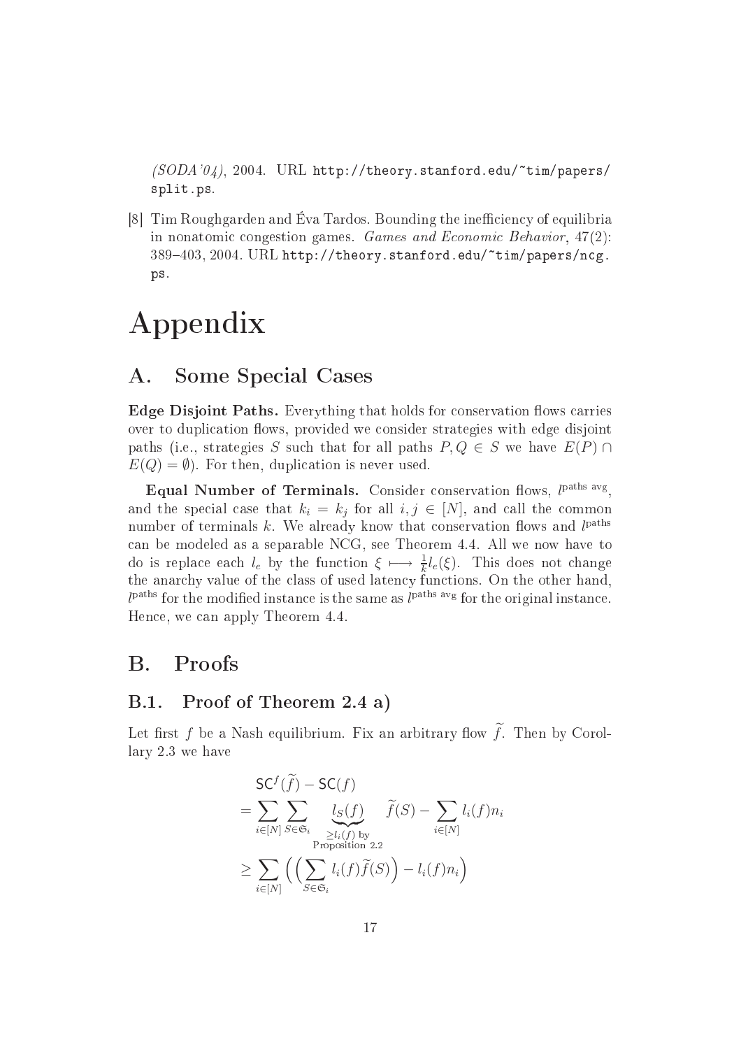*(SODA'04)*, 2004. URL http://theory.stanford.edu/~tim/papers/split.ps.

[8] Tim Roughgarden and Éva Tardos. Bounding the inefficiency of equilibria in nonatomic congestion games. *Games and Economic Behavior*, 47(2): 389–403, 2004. URL http://theory.stanford.edu/~tim/papers/ncg.ps.

# Appendix

## A. Some Special Cases

**Edge Disjoint Paths.** Everything that holds for conservation flows carries over to duplication flows, provided we consider strategies with edge disjoint paths (i.e., strategies $S$ such that for all paths $P, Q \in S$ we have $E(P) \cap E(Q) = \emptyset$). For then, duplication is never used.

**Equal Number of Terminals.** Consider conservation flows, $l^{\text{paths avg}}$, and the special case that $k_i = k_j$ for all $i, j \in [N]$, and call the common number of terminals $k$. We already know that conservation flows and $l^{\text{paths}}$ can be modeled as a separable NCG, see Theorem 4.4. All we now have to do is replace each $l_e$ by the function $\xi \longmapsto \frac{1}{k} l_e(\xi)$. This does not change the anarchy value of the class of used latency functions. On the other hand, $l^{\text{paths}}$ for the modified instance is the same as $l^{\text{paths avg}}$ for the original instance. Hence, we can apply Theorem 4.4.

## B. Proofs

### B.1. Proof of Theorem 2.4 a)

Let first $f$ be a Nash equilibrium. Fix an arbitrary flow $\widetilde{f}$. Then by Corollary 2.3 we have

$$
\begin{aligned}
&\mathsf{SC}^f(\widetilde{f}) - \mathsf{SC}(f) \\
&= \sum_{i \in [N]} \sum_{S \in \mathfrak{S}_i} \underbrace{l_S(f)}_{\substack{\geq l_i(f) \text{ by} \\ \text{Proposition 2.2}}} \widetilde{f}(S) - \sum_{i \in [N]} l_i(f) n_i \\
&\geq \sum_{i \in [N]} \Big( \Big( \sum_{S \in \mathfrak{S}_i} l_i(f) \widetilde{f}(S) \Big) - l_i(f) n_i \Big)
\end{aligned}
$$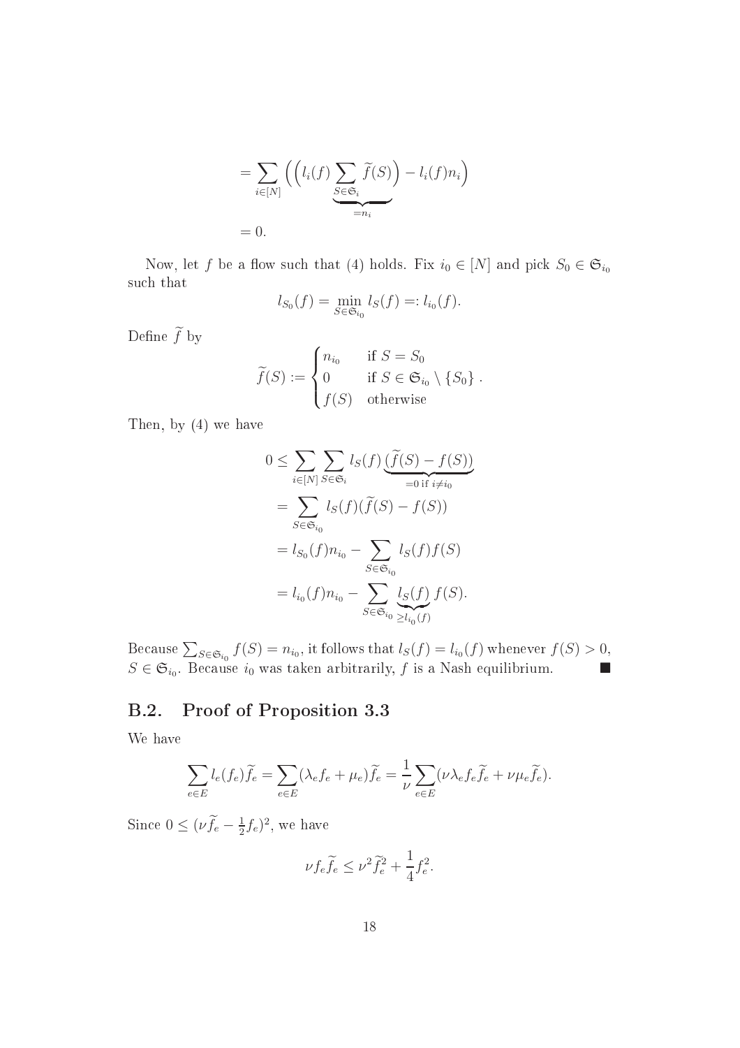$$
\begin{aligned}
&= \sum_{i\in[N]} \left( \Big( l_i(f) \underbrace{\sum_{S\in\mathfrak{S}_i} \widetilde{f}(S)}_{=n_i} \Big) - l_i(f) n_i \right) \\
&= 0.
\end{aligned}
$$

Now, let $f$ be a flow such that (4) holds. Fix $i_0 \in [N]$ and pick $S_0 \in \mathfrak{S}_{i_0}$ such that

$$
l_{S_0}(f) = \min_{S\in\mathfrak{S}_{i_0}} l_S(f) =: l_{i_0}(f).
$$

Define $\widetilde{f}$ by

$$
\widetilde{f}(S) := \begin{cases} n_{i_0} & \text{if } S = S_0 \\ 0 & \text{if } S \in \mathfrak{S}_{i_0} \setminus \{S_0\} \\ f(S) & \text{otherwise} \end{cases}.
$$

Then, by (4) we have

$$
\begin{aligned}
0 &\le \sum_{i\in[N]} \sum_{S\in\mathfrak{S}_i} l_S(f) \underbrace{(\widetilde{f}(S) - f(S))}_{=0 \text{ if } i\neq i_0} \\
&= \sum_{S\in\mathfrak{S}_{i_0}} l_S(f)(\widetilde{f}(S) - f(S)) \\
&= l_{S_0}(f) n_{i_0} - \sum_{S\in\mathfrak{S}_{i_0}} l_S(f) f(S) \\
&= l_{i_0}(f) n_{i_0} - \sum_{S\in\mathfrak{S}_{i_0}} \underbrace{l_S(f)}_{\ge l_{i_0}(f)} f(S).
\end{aligned}
$$

Because $\sum_{S\in\mathfrak{S}_{i_0}} f(S) = n_{i_0}$, it follows that $l_S(f) = l_{i_0}(f)$ whenever $f(S) > 0$, $S \in \mathfrak{S}_{i_0}$. Because $i_0$ was taken arbitrarily, $f$ is a Nash equilibrium. ∎

## B.2. Proof of Proposition 3.3

We have

$$
\sum_{e\in E} l_e(f_e)\widetilde{f}_e = \sum_{e\in E} (\lambda_e f_e + \mu_e)\widetilde{f}_e = \frac{1}{\nu} \sum_{e\in E} (\nu\lambda_e f_e \widetilde{f}_e + \nu\mu_e\widetilde{f}_e).
$$

Since $0 \le (\nu\widetilde{f}_e - \frac{1}{2}f_e)^2$, we have

$$
\nu f_e \widetilde{f}_e \le \nu^2 \widetilde{f}_e^2 + \frac{1}{4} f_e^2.
$$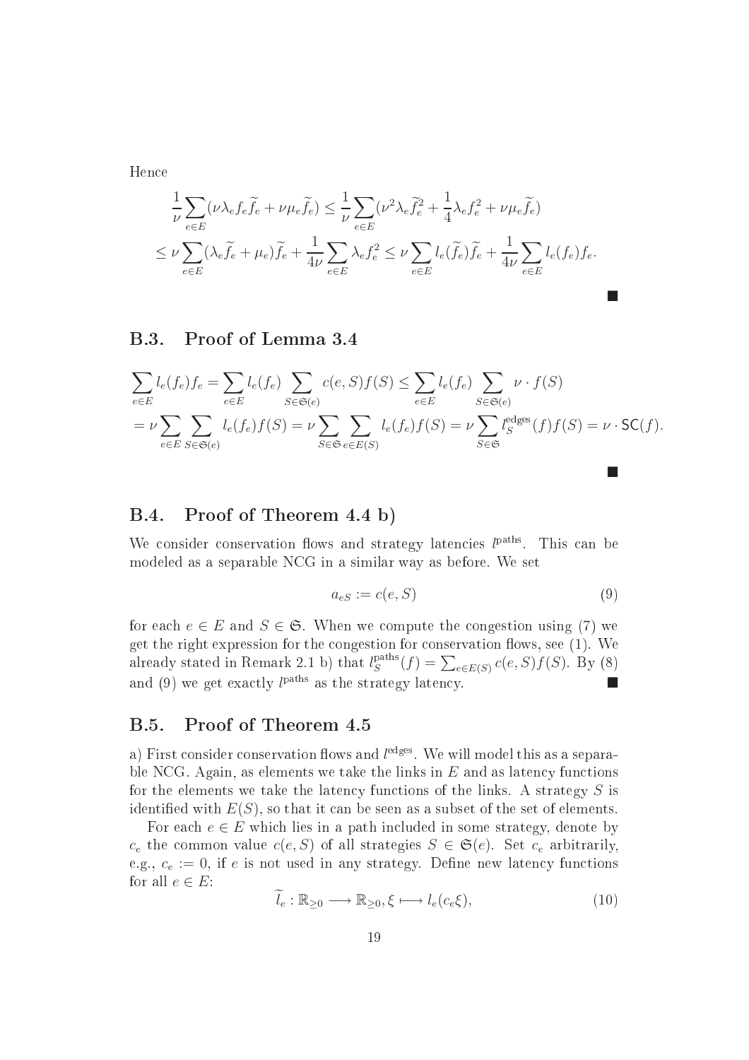Hence

$$\frac{1}{\nu}\sum_{e\in E}(\nu\lambda_e f_e \widetilde{f}_e + \nu\mu_e \widetilde{f}_e) \leq \frac{1}{\nu}\sum_{e\in E}(\nu^2\lambda_e \widetilde{f}_e^2 + \frac{1}{4}\lambda_e f_e^2 + \nu\mu_e \widetilde{f}_e)$$

$$\leq \nu\sum_{e\in E}(\lambda_e \widetilde{f}_e + \mu_e)\widetilde{f}_e + \frac{1}{4\nu}\sum_{e\in E}\lambda_e f_e^2 \leq \nu\sum_{e\in E} l_e(\widetilde{f}_e)\widetilde{f}_e + \frac{1}{4\nu}\sum_{e\in E} l_e(f_e)f_e.$$

■

## B.3. Proof of Lemma 3.4

$$\sum_{e\in E} l_e(f_e)f_e = \sum_{e\in E} l_e(f_e)\sum_{S\in\mathfrak{S}(e)} c(e,S)f(S) \leq \sum_{e\in E} l_e(f_e)\sum_{S\in\mathfrak{S}(e)} \nu\cdot f(S)$$

$$= \nu\sum_{e\in E}\sum_{S\in\mathfrak{S}(e)} l_e(f_e)f(S) = \nu\sum_{S\in\mathfrak{S}}\sum_{e\in E(S)} l_e(f_e)f(S) = \nu\sum_{S\in\mathfrak{S}} l_S^{\text{edges}}(f)f(S) = \nu\cdot \mathsf{SC}(f).$$

■

## B.4. Proof of Theorem 4.4 b)

We consider conservation flows and strategy latencies $l^{\text{paths}}$. This can be modeled as a separable NCG in a similar way as before. We set

$$a_{eS} := c(e,S) \tag{9}$$

for each $e \in E$ and $S \in \mathfrak{S}$. When we compute the congestion using (7) we get the right expression for the congestion for conservation flows, see (1). We already stated in Remark 2.1 b) that $l_S^{\text{paths}}(f) = \sum_{e\in E(S)} c(e,S)f(S)$. By (8) and (9) we get exactly $l^{\text{paths}}$ as the strategy latency. ■

## B.5. Proof of Theorem 4.5

a) First consider conservation flows and $l^{\text{edges}}$. We will model this as a separable NCG. Again, as elements we take the links in $E$ and as latency functions for the elements we take the latency functions of the links. A strategy $S$ is identified with $E(S)$, so that it can be seen as a subset of the set of elements.

For each $e \in E$ which lies in a path included in some strategy, denote by $c_e$ the common value $c(e,S)$ of all strategies $S \in \mathfrak{S}(e)$. Set $c_e$ arbitrarily, e.g., $c_e := 0$, if $e$ is not used in any strategy. Define new latency functions for all $e \in E$:

$$\widetilde{l}_e : \mathbb{R}_{\geq 0} \longrightarrow \mathbb{R}_{\geq 0}, \xi \longmapsto l_e(c_e\xi), \tag{10}$$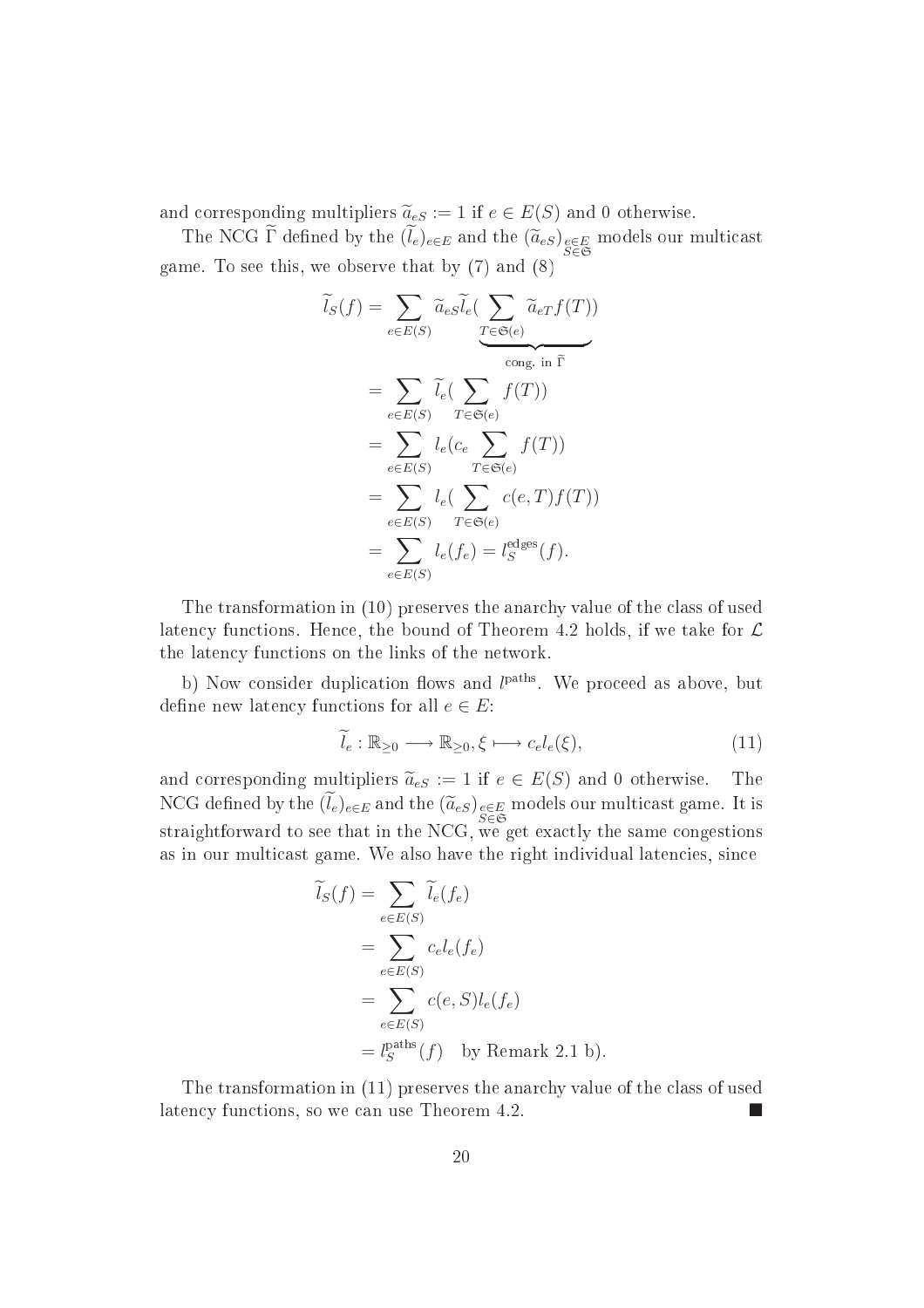and corresponding multipliers $\widetilde{a}_{eS} := 1$ if $e \in E(S)$ and 0 otherwise.

The NCG $\widetilde{\Gamma}$ defined by the $(\widetilde{l}_e)_{e \in E}$ and the $(\widetilde{a}_{eS})_{\substack{e \in E \\ S \in \mathfrak{S}}}$ models our multicast game. To see this, we observe that by (7) and (8)

$$
\begin{aligned}
\widetilde{l}_S(f) &= \sum_{e \in E(S)} \widetilde{a}_{eS} \widetilde{l}_e(\underbrace{\sum_{T \in \mathfrak{S}(e)} \widetilde{a}_{eT} f(T)}_{\text{cong. in } \widetilde{\Gamma}}) \\
&= \sum_{e \in E(S)} \widetilde{l}_e(\sum_{T \in \mathfrak{S}(e)} f(T)) \\
&= \sum_{e \in E(S)} l_e(c_e \sum_{T \in \mathfrak{S}(e)} f(T)) \\
&= \sum_{e \in E(S)} l_e(\sum_{T \in \mathfrak{S}(e)} c(e,T) f(T)) \\
&= \sum_{e \in E(S)} l_e(f_e) = l_S^{\text{edges}}(f).
\end{aligned}
$$

The transformation in (10) preserves the anarchy value of the class of used latency functions. Hence, the bound of Theorem 4.2 holds, if we take for $\mathcal{L}$ the latency functions on the links of the network.

b) Now consider duplication flows and $l^{\text{paths}}$. We proceed as above, but define new latency functions for all $e \in E$:

$$
\widetilde{l}_e : \mathbb{R}_{\geq 0} \longrightarrow \mathbb{R}_{\geq 0}, \xi \longmapsto c_e l_e(\xi), \tag{11}
$$

and corresponding multipliers $\widetilde{a}_{eS} := 1$ if $e \in E(S)$ and 0 otherwise. The NCG defined by the $(\widetilde{l}_e)_{e \in E}$ and the $(\widetilde{a}_{eS})_{\substack{e \in E \\ S \in \mathfrak{S}}}$ models our multicast game. It is straightforward to see that in the NCG, we get exactly the same congestions as in our multicast game. We also have the right individual latencies, since

$$
\begin{aligned}
\widetilde{l}_S(f) &= \sum_{e \in E(S)} \widetilde{l}_e(f_e) \\
&= \sum_{e \in E(S)} c_e l_e(f_e) \\
&= \sum_{e \in E(S)} c(e,S) l_e(f_e) \\
&= l_S^{\text{paths}}(f) \quad \text{by Remark 2.1 b).}
\end{aligned}
$$

The transformation in (11) preserves the anarchy value of the class of used latency functions, so we can use Theorem 4.2. ■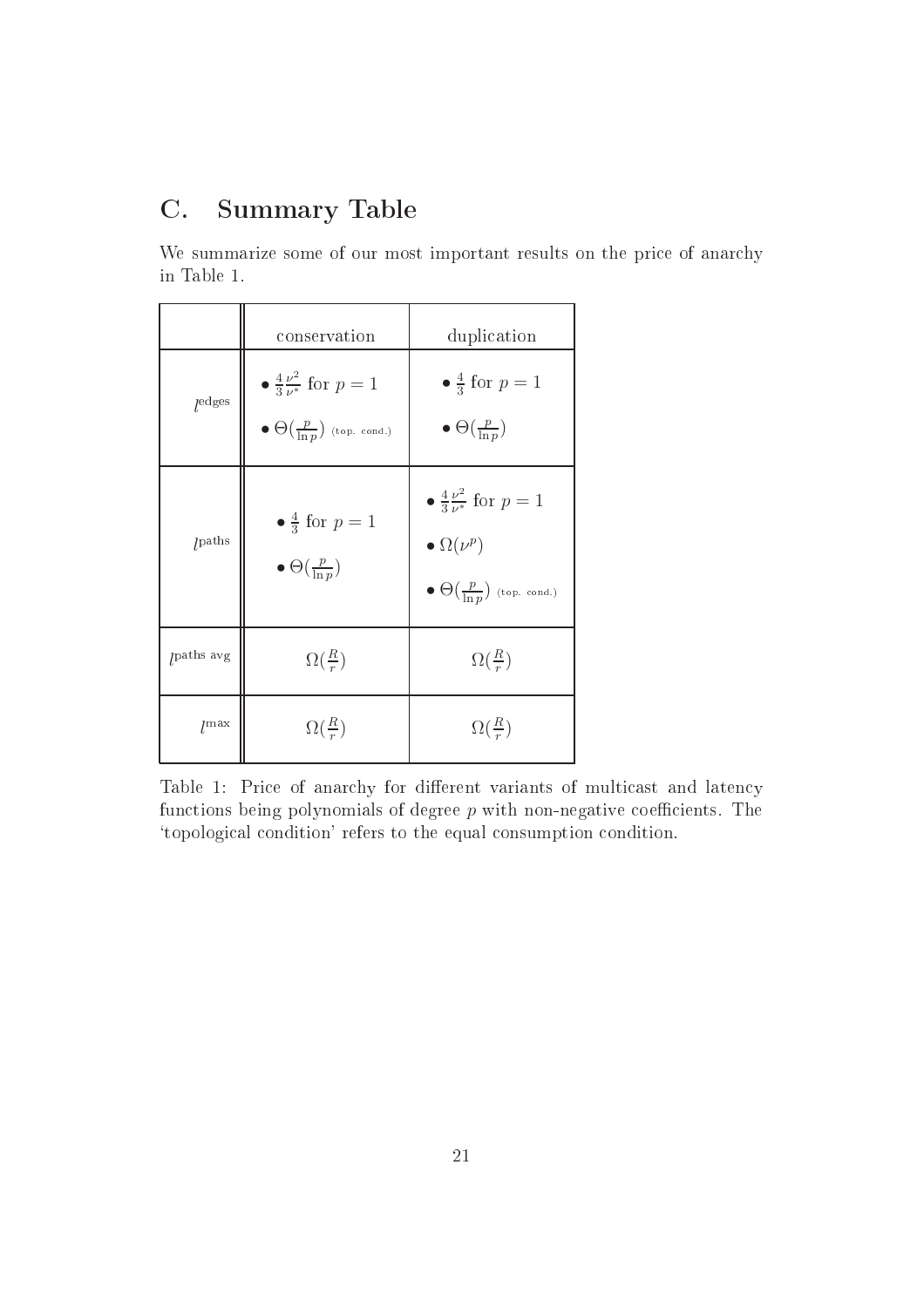## C. Summary Table

We summarize some of our most important results on the price of anarchy in Table 1.

| | conservation | duplication |
|---|---|---|
| $l^{\text{edges}}$ | • $\frac{4}{3}\frac{\nu^2}{\nu^*}$ for $p = 1$<br>• $\Theta(\frac{p}{\ln p})$ (top. cond.) | • $\frac{4}{3}$ for $p = 1$<br>• $\Theta(\frac{p}{\ln p})$ |
| $l^{\text{paths}}$ | • $\frac{4}{3}$ for $p = 1$<br>• $\Theta(\frac{p}{\ln p})$ | • $\frac{4}{3}\frac{\nu^2}{\nu^*}$ for $p = 1$<br>• $\Omega(\nu^p)$<br>• $\Theta(\frac{p}{\ln p})$ (top. cond.) |
| $l^{\text{paths avg}}$ | $\Omega(\frac{R}{r})$ | $\Omega(\frac{R}{r})$ |
| $l^{\max}$ | $\Omega(\frac{R}{r})$ | $\Omega(\frac{R}{r})$ |

Table 1: Price of anarchy for different variants of multicast and latency functions being polynomials of degree $p$ with non-negative coefficients. The 'topological condition' refers to the equal consumption condition.